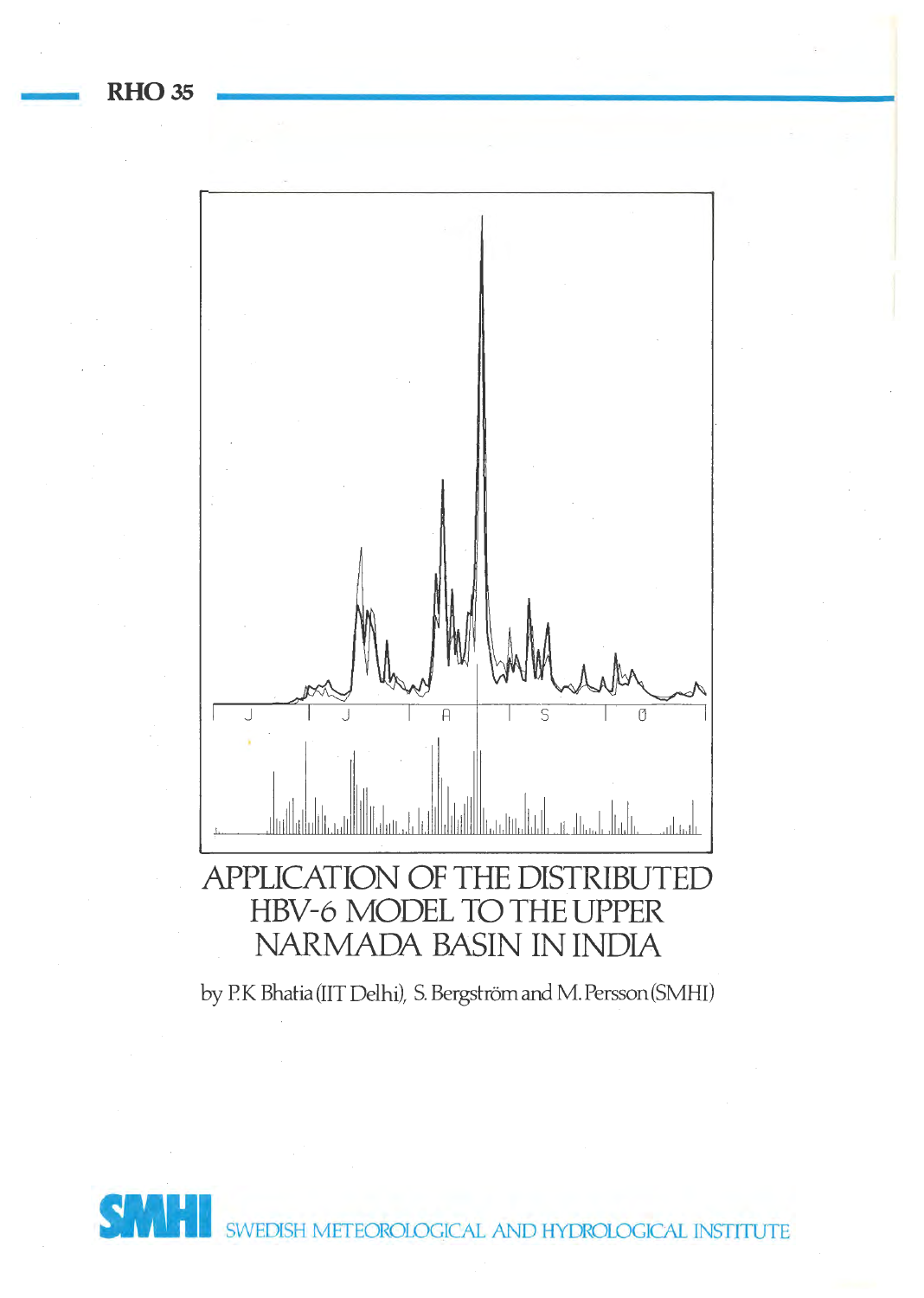RHO 35

# APPLICATION OF THE DISTRIBUTED HBV-6 MODEL TO THE UPPER NARMADA BASIN IN INDIA

by P.K Bhatia (IIT Delhi), S. Bergström and M. Persson (SMHI)

SMHI SWEDISH METEOROLOGICAL AND HYDROLOGICAL INSTITUTE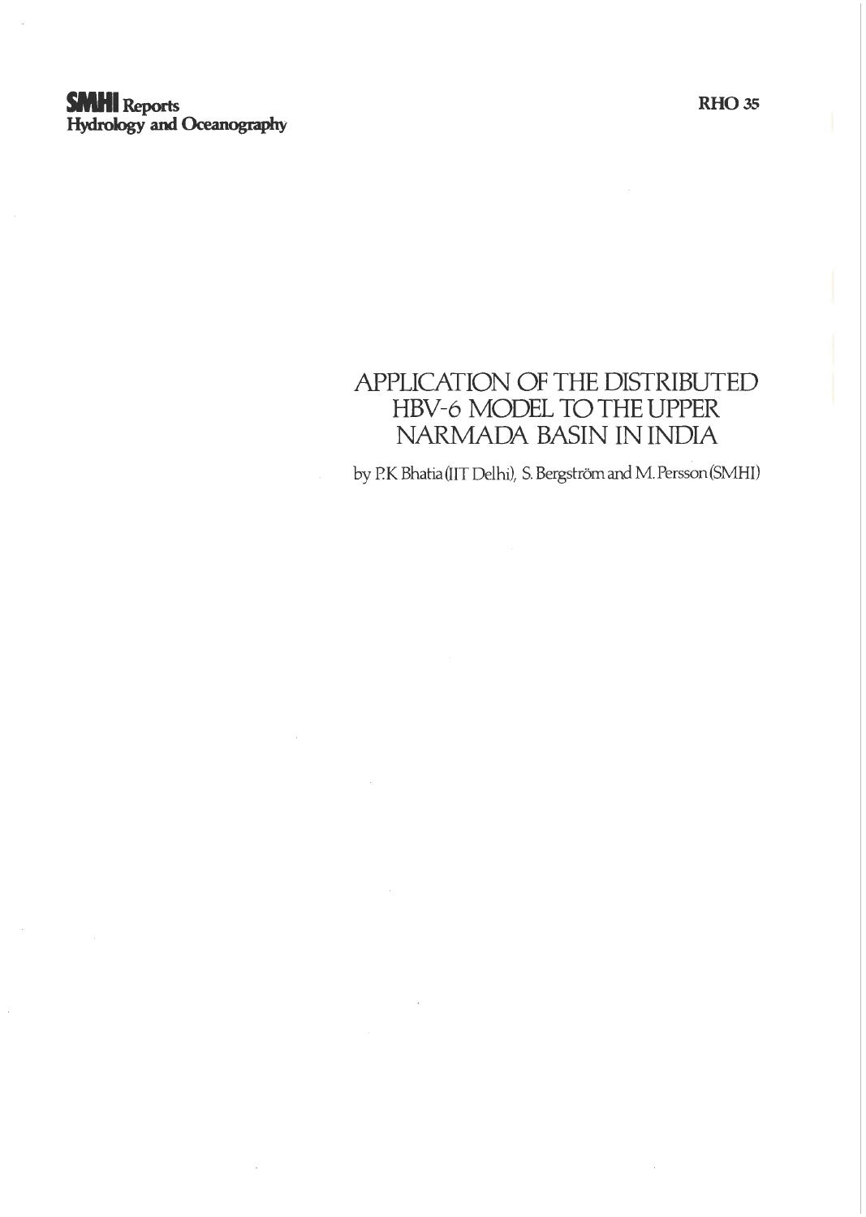**SMHI Reports**
**Hydrology and Oceanography**

**RHO 35**

# APPLICATION OF THE DISTRIBUTED HBV-6 MODEL TO THE UPPER NARMADA BASIN IN INDIA

by P.K Bhatia (IIT Delhi), S. Bergström and M. Persson (SMHI)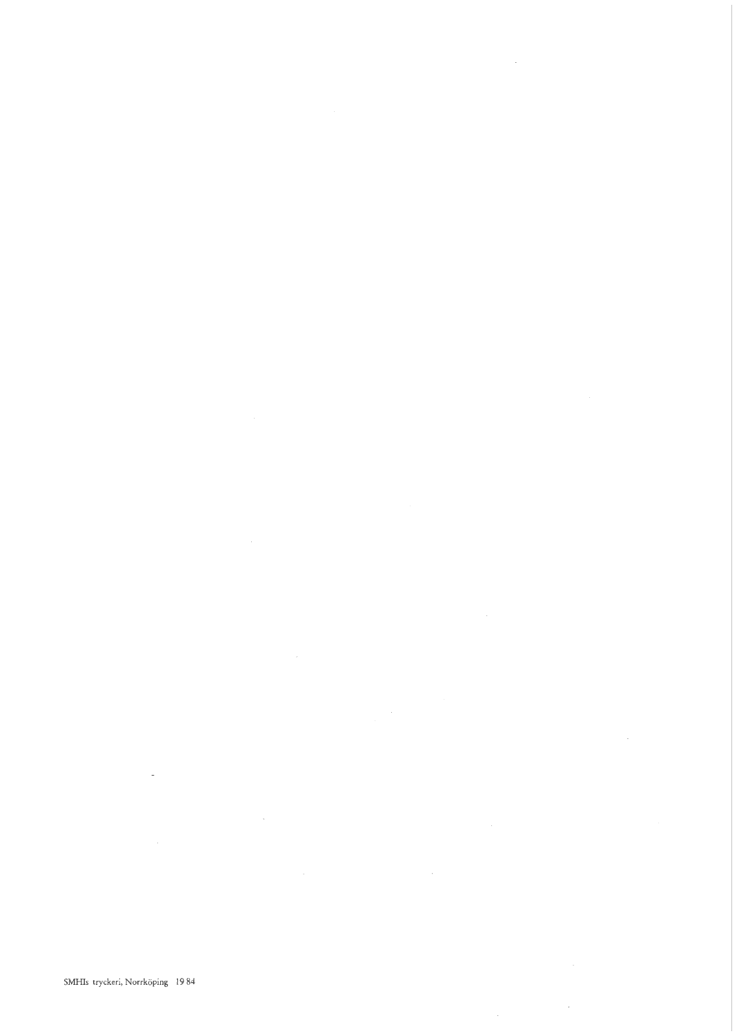SMHIs tryckeri, Norrköping 1984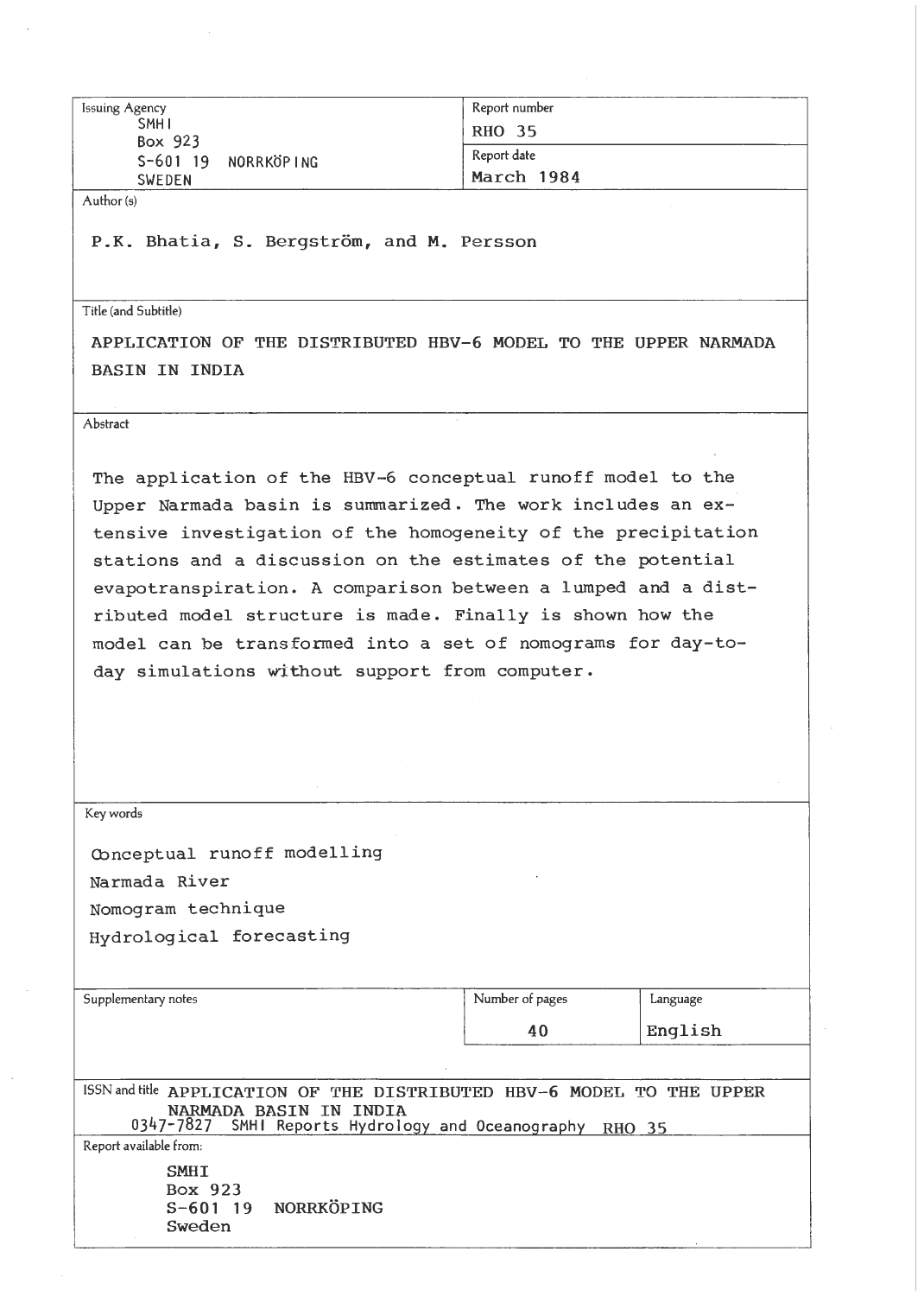| Issuing Agency | Report number |
| --- | --- |
| SMHI<br>Box 923<br>S-601 19 NORRKÖPING<br>SWEDEN | RHO 35 |
| | Report date |
| | March 1984 |

**Author (s)**

P.K. Bhatia, S. Bergström, and M. Persson

**Title (and Subtitle)**

APPLICATION OF THE DISTRIBUTED HBV-6 MODEL TO THE UPPER NARMADA BASIN IN INDIA

**Abstract**

The application of the HBV-6 conceptual runoff model to the Upper Narmada basin is summarized. The work includes an extensive investigation of the homogeneity of the precipitation stations and a discussion on the estimates of the potential evapotranspiration. A comparison between a lumped and a distributed model structure is made. Finally is shown how the model can be transformed into a set of nomograms for day-to-day simulations without support from computer.

**Key words**

Conceptual runoff modelling
Narmada River
Nomogram technique
Hydrological forecasting

| Supplementary notes | Number of pages | Language |
| --- | --- | --- |
| | 40 | English |

**ISSN and title** APPLICATION OF THE DISTRIBUTED HBV-6 MODEL TO THE UPPER NARMADA BASIN IN INDIA
0347-7827 SMHI Reports Hydrology and Oceanography RHO 35

**Report available from:**

SMHI
Box 923
S-601 19 NORRKÖPING
Sweden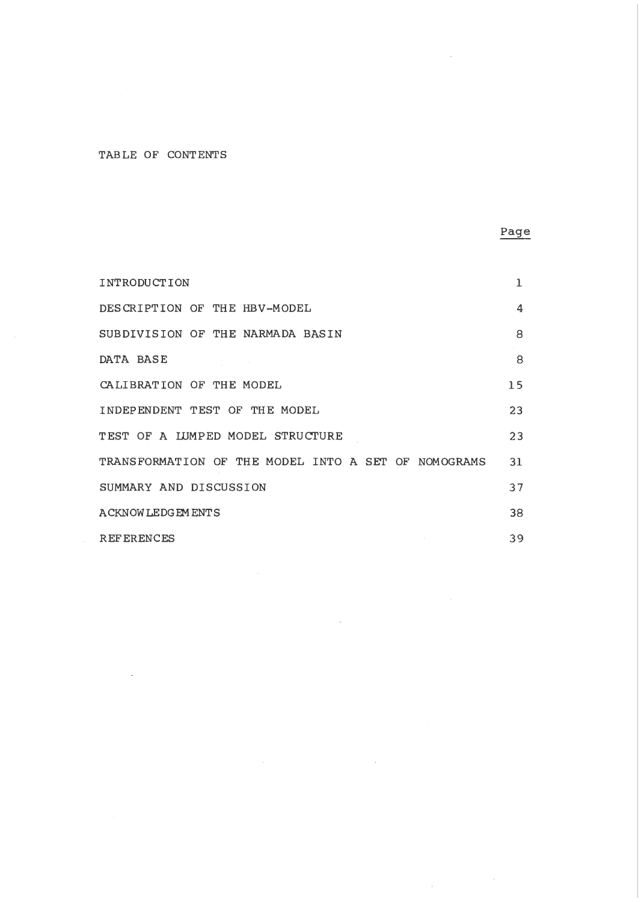# TABLE OF CONTENTS

| | Page |
|---|---|
| INTRODUCTION | 1 |
| DESCRIPTION OF THE HBV-MODEL | 4 |
| SUBDIVISION OF THE NARMADA BASIN | 8 |
| DATA BASE | 8 |
| CALIBRATION OF THE MODEL | 15 |
| INDEPENDENT TEST OF THE MODEL | 23 |
| TEST OF A LUMPED MODEL STRUCTURE | 23 |
| TRANSFORMATION OF THE MODEL INTO A SET OF NOMOGRAMS | 31 |
| SUMMARY AND DISCUSSION | 37 |
| ACKNOWLEDGEMENTS | 38 |
| REFERENCES | 39 |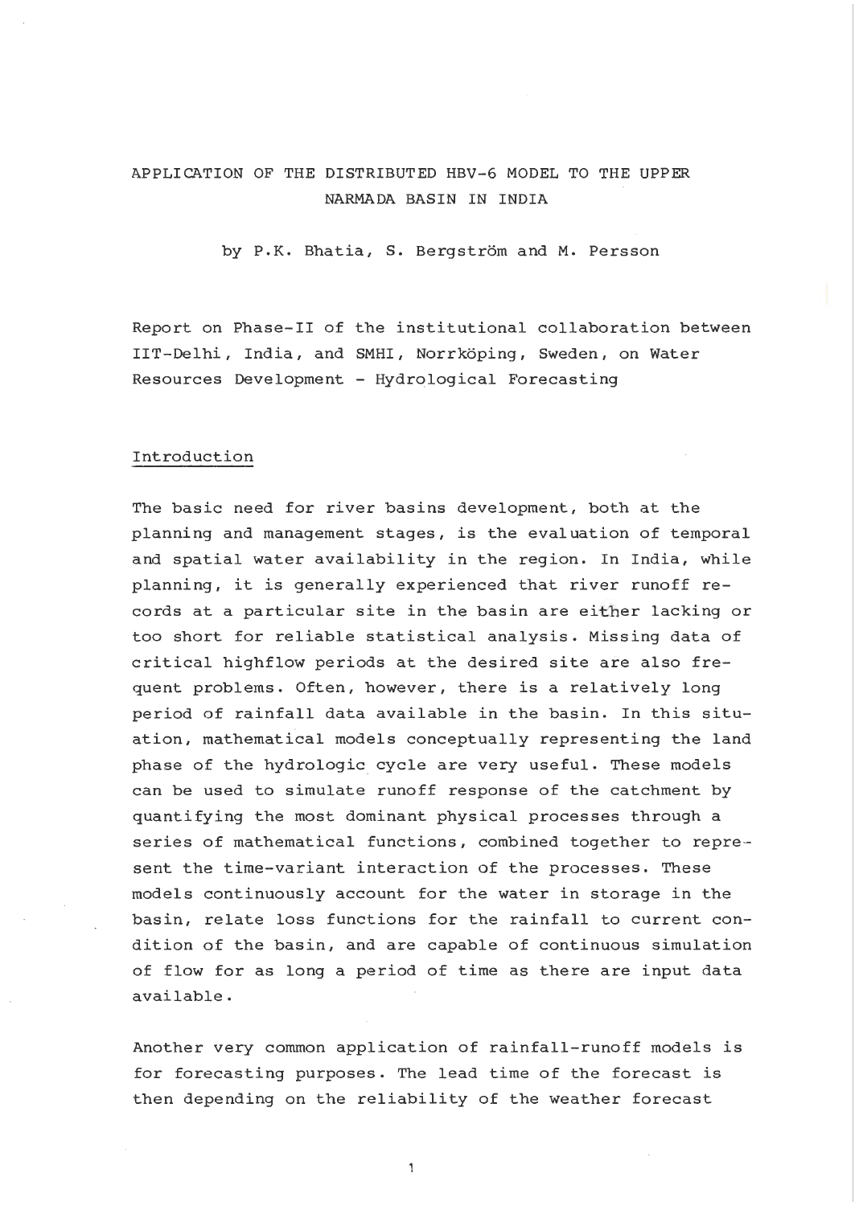# APPLICATION OF THE DISTRIBUTED HBV-6 MODEL TO THE UPPER NARMADA BASIN IN INDIA

by P.K. Bhatia, S. Bergström and M. Persson

Report on Phase-II of the institutional collaboration between IIT-Delhi, India, and SMHI, Norrköping, Sweden, on Water Resources Development - Hydrological Forecasting

## Introduction

The basic need for river basins development, both at the planning and management stages, is the evaluation of temporal and spatial water availability in the region. In India, while planning, it is generally experienced that river runoff records at a particular site in the basin are either lacking or too short for reliable statistical analysis. Missing data of critical highflow periods at the desired site are also frequent problems. Often, however, there is a relatively long period of rainfall data available in the basin. In this situation, mathematical models conceptually representing the land phase of the hydrologic cycle are very useful. These models can be used to simulate runoff response of the catchment by quantifying the most dominant physical processes through a series of mathematical functions, combined together to represent the time-variant interaction of the processes. These models continuously account for the water in storage in the basin, relate loss functions for the rainfall to current condition of the basin, and are capable of continuous simulation of flow for as long a period of time as there are input data available.

Another very common application of rainfall-runoff models is for forecasting purposes. The lead time of the forecast is then depending on the reliability of the weather forecast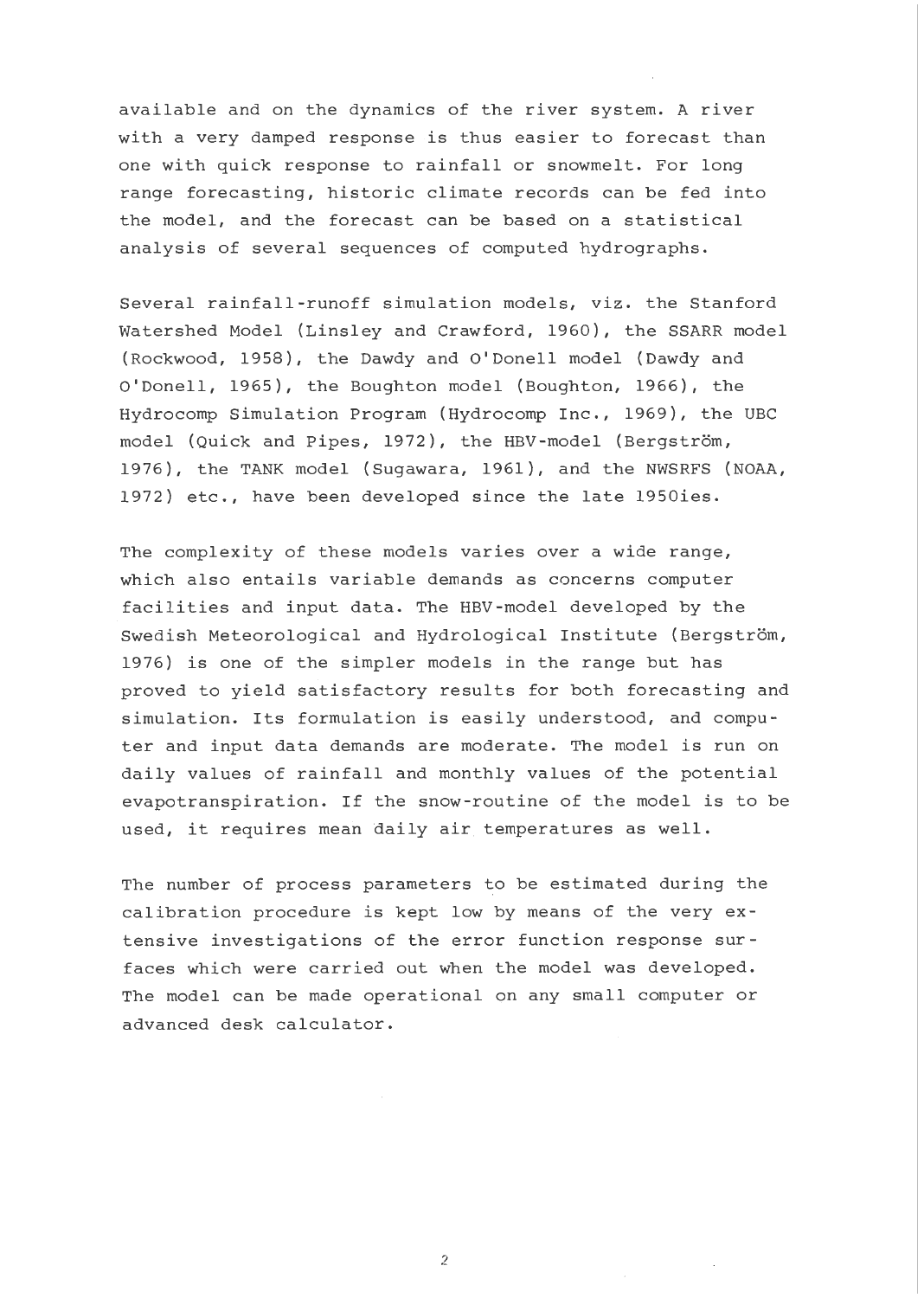available and on the dynamics of the river system. A river with a very damped response is thus easier to forecast than one with quick response to rainfall or snowmelt. For long range forecasting, historic climate records can be fed into the model, and the forecast can be based on a statistical analysis of several sequences of computed hydrographs.

Several rainfall-runoff simulation models, viz. the Stanford Watershed Model (Linsley and Crawford, 1960), the SSARR model (Rockwood, 1958), the Dawdy and O'Donell model (Dawdy and O'Donell, 1965), the Boughton model (Boughton, 1966), the Hydrocomp Simulation Program (Hydrocomp Inc., 1969), the UBC model (Quick and Pipes, 1972), the HBV-model (Bergström, 1976), the TANK model (Sugawara, 1961), and the NWSRFS (NOAA, 1972) etc., have been developed since the late 1950ies.

The complexity of these models varies over a wide range, which also entails variable demands as concerns computer facilities and input data. The HBV-model developed by the Swedish Meteorological and Hydrological Institute (Bergström, 1976) is one of the simpler models in the range but has proved to yield satisfactory results for both forecasting and simulation. Its formulation is easily understood, and computer and input data demands are moderate. The model is run on daily values of rainfall and monthly values of the potential evapotranspiration. If the snow-routine of the model is to be used, it requires mean daily air temperatures as well.

The number of process parameters to be estimated during the calibration procedure is kept low by means of the very extensive investigations of the error function response surfaces which were carried out when the model was developed. The model can be made operational on any small computer or advanced desk calculator.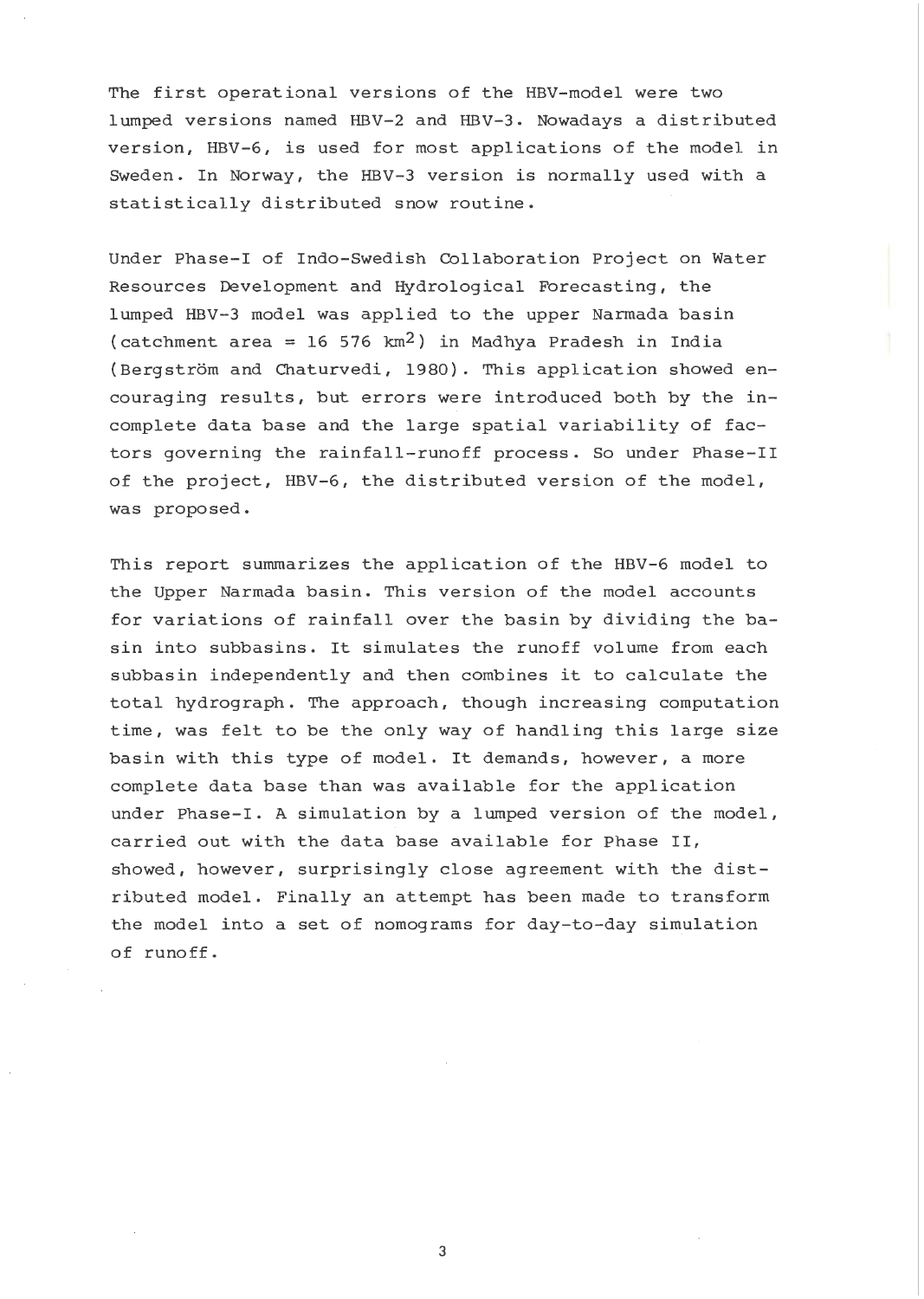The first operational versions of the HBV-model were two lumped versions named HBV-2 and HBV-3. Nowadays a distributed version, HBV-6, is used for most applications of the model in Sweden. In Norway, the HBV-3 version is normally used with a statistically distributed snow routine.

Under Phase-I of Indo-Swedish Collaboration Project on Water Resources Development and Hydrological Forecasting, the lumped HBV-3 model was applied to the upper Narmada basin (catchment area = 16 576 $km^2$) in Madhya Pradesh in India (Bergström and Chaturvedi, 1980). This application showed encouraging results, but errors were introduced both by the incomplete data base and the large spatial variability of factors governing the rainfall-runoff process. So under Phase-II of the project, HBV-6, the distributed version of the model, was proposed.

This report summarizes the application of the HBV-6 model to the Upper Narmada basin. This version of the model accounts for variations of rainfall over the basin by dividing the basin into subbasins. It simulates the runoff volume from each subbasin independently and then combines it to calculate the total hydrograph. The approach, though increasing computation time, was felt to be the only way of handling this large size basin with this type of model. It demands, however, a more complete data base than was available for the application under Phase-I. A simulation by a lumped version of the model, carried out with the data base available for Phase II, showed, however, surprisingly close agreement with the distributed model. Finally an attempt has been made to transform the model into a set of nomograms for day-to-day simulation of runoff.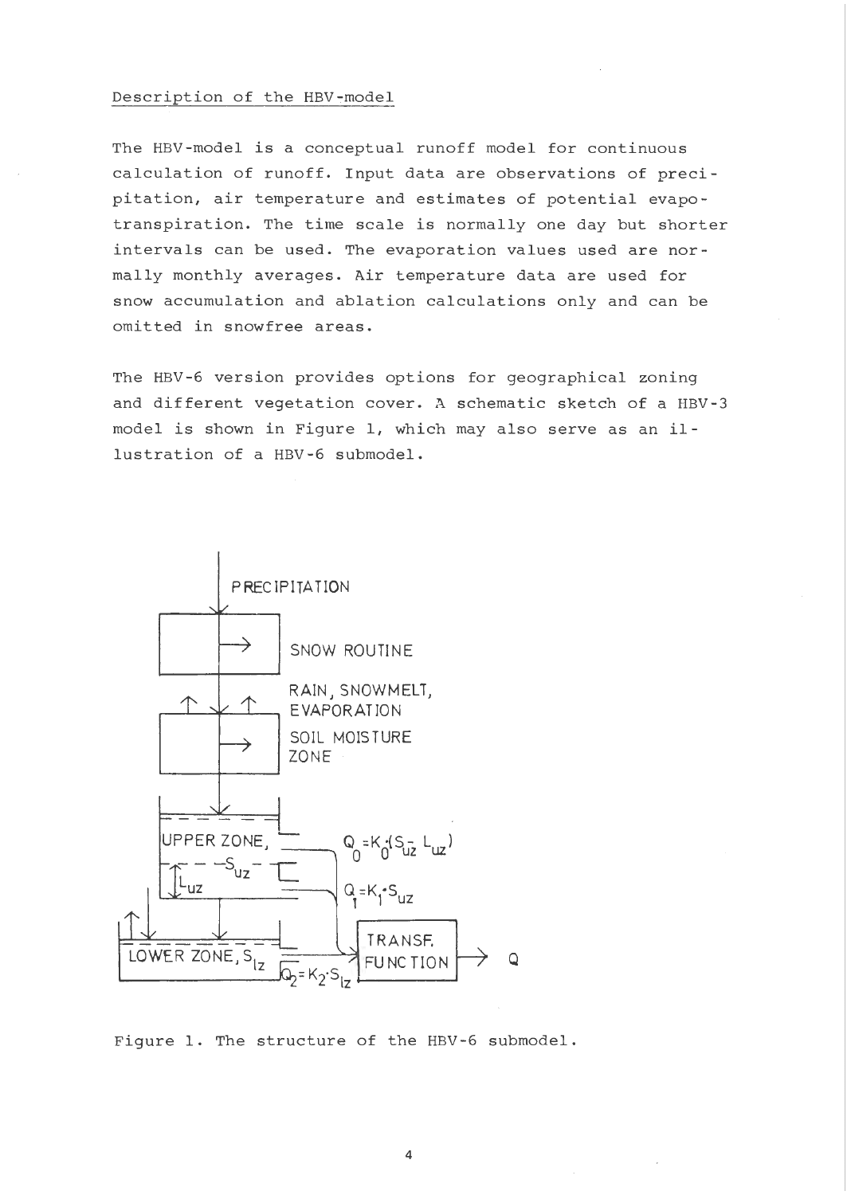Description of the HBV-model

The HBV-model is a conceptual runoff model for continuous calculation of runoff. Input data are observations of precipitation, air temperature and estimates of potential evapotranspiration. The time scale is normally one day but shorter intervals can be used. The evaporation values used are normally monthly averages. Air temperature data are used for snow accumulation and ablation calculations only and can be omitted in snowfree areas.

The HBV-6 version provides options for geographical zoning and different vegetation cover. A schematic sketch of a HBV-3 model is shown in Figure 1, which may also serve as an illustration of a HBV-6 submodel.

PRECIPITATION

SNOW ROUTINE

RAIN, SNOWMELT, EVAPORATION

SOIL MOISTURE ZONE

UPPER ZONE, $S_{uz}$, $L_{uz}$

$Q_0 = K_0 \cdot (S_{uz} - L_{uz})$

$Q_1 = K_1 \cdot S_{uz}$

LOWER ZONE, $S_{lz}$

$Q_2 = K_2 \cdot S_{lz}$

TRANSF. FUNCTION

Q

Figure 1. The structure of the HBV-6 submodel.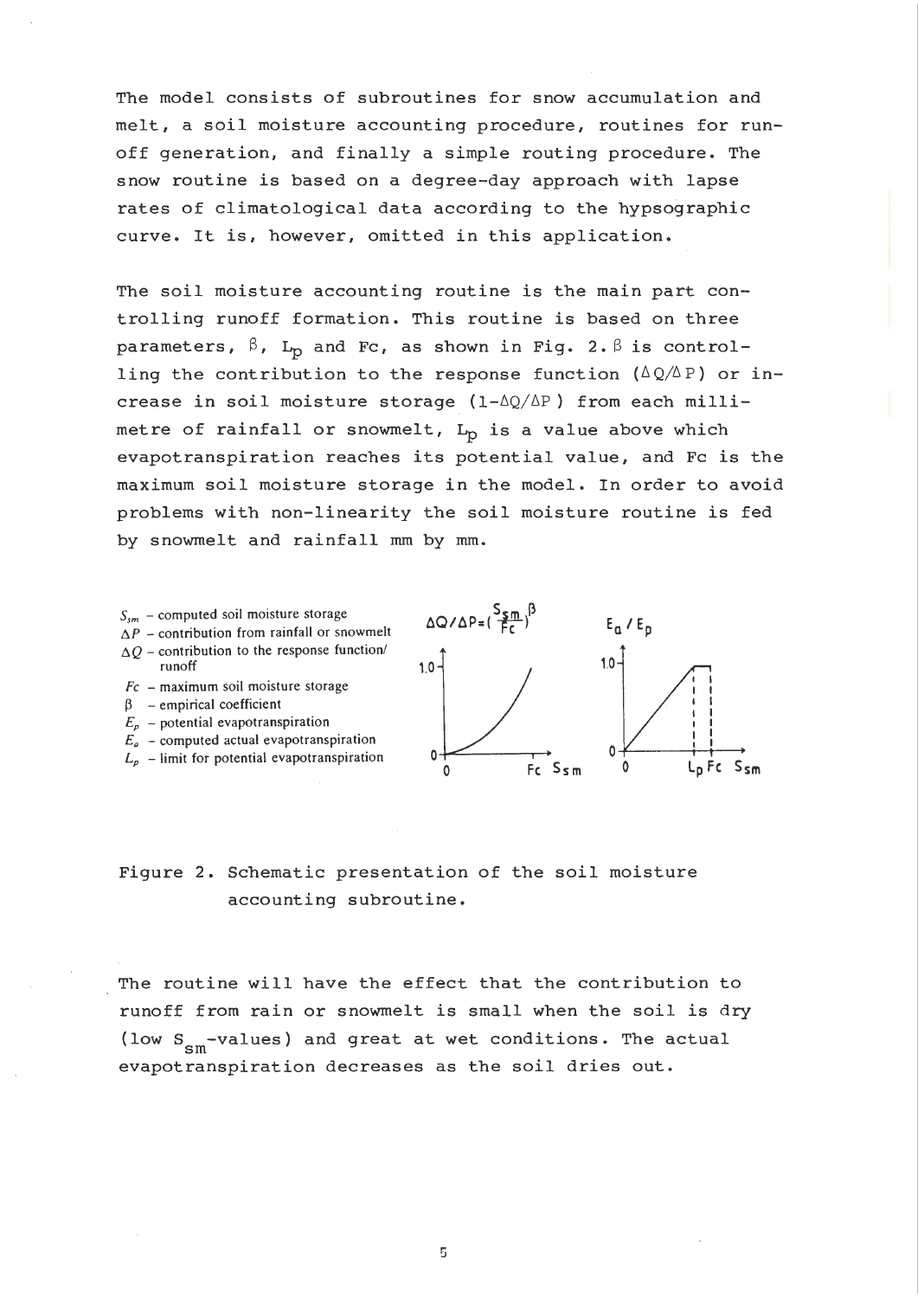The model consists of subroutines for snow accumulation and melt, a soil moisture accounting procedure, routines for runoff generation, and finally a simple routing procedure. The snow routine is based on a degree-day approach with lapse rates of climatological data according to the hypsographic curve. It is, however, omitted in this application.

The soil moisture accounting routine is the main part controlling runoff formation. This routine is based on three parameters, $\beta$, $L_p$ and Fc, as shown in Fig. 2. $\beta$ is controlling the contribution to the response function ($\Delta Q/\Delta P$) or increase in soil moisture storage ($1-\Delta Q/\Delta P$) from each millimetre of rainfall or snowmelt, $L_p$ is a value above which evapotranspiration reaches its potential value, and Fc is the maximum soil moisture storage in the model. In order to avoid problems with non-linearity the soil moisture routine is fed by snowmelt and rainfall mm by mm.

$S_{sm}$ – computed soil moisture storage
$\Delta P$ – contribution from rainfall or snowmelt
$\Delta Q$ – contribution to the response function/runoff
$Fc$ – maximum soil moisture storage
$\beta$ – empirical coefficient
$E_p$ – potential evapotranspiration
$E_a$ – computed actual evapotranspiration
$L_p$ – limit for potential evapotranspiration

$$\Delta Q/\Delta P = \left(\frac{S_{sm}}{Fc}\right)^{\beta}$$

$E_a / E_p$

Figure 2. Schematic presentation of the soil moisture accounting subroutine.

The routine will have the effect that the contribution to runoff from rain or snowmelt is small when the soil is dry (low $S_{sm}$-values) and great at wet conditions. The actual evapotranspiration decreases as the soil dries out.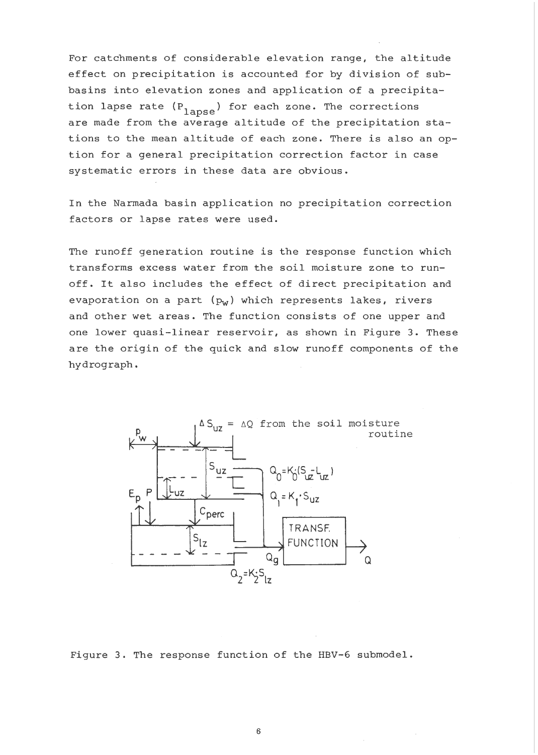For catchments of considerable elevation range, the altitude effect on precipitation is accounted for by division of subbasins into elevation zones and application of a precipitation lapse rate ($P_{lapse}$) for each zone. The corrections are made from the average altitude of the precipitation stations to the mean altitude of each zone. There is also an option for a general precipitation correction factor in case systematic errors in these data are obvious.

In the Narmada basin application no precipitation correction factors or lapse rates were used.

The runoff generation routine is the response function which transforms excess water from the soil moisture zone to runoff. It also includes the effect of direct precipitation and evaporation on a part ($p_w$) which represents lakes, rivers and other wet areas. The function consists of one upper and one lower quasi-linear reservoir, as shown in Figure 3. These are the origin of the quick and slow runoff components of the hydrograph.

Figure 3. The response function of the HBV-6 submodel.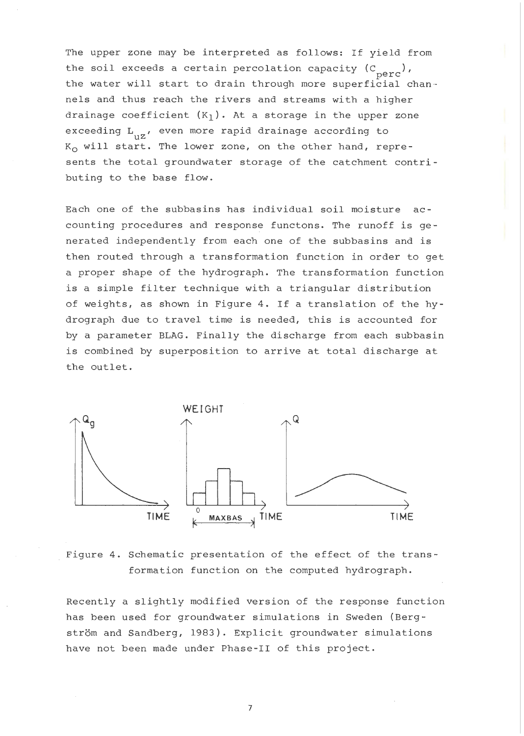The upper zone may be interpreted as follows: If yield from the soil exceeds a certain percolation capacity ($C_{perc}$), the water will start to drain through more superficial channels and thus reach the rivers and streams with a higher drainage coefficient ($K_1$). At a storage in the upper zone exceeding $L_{uz}$, even more rapid drainage according to $K_0$ will start. The lower zone, on the other hand, represents the total groundwater storage of the catchment contributing to the base flow.

Each one of the subbasins has individual soil moisture accounting procedures and response functons. The runoff is generated independently from each one of the subbasins and is then routed through a transformation function in order to get a proper shape of the hydrograph. The transformation function is a simple filter technique with a triangular distribution of weights, as shown in Figure 4. If a translation of the hydrograph due to travel time is needed, this is accounted for by a parameter BLAG. Finally the discharge from each subbasin is combined by superposition to arrive at total discharge at the outlet.

Figure 4. Schematic presentation of the effect of the transformation function on the computed hydrograph.

Recently a slightly modified version of the response function has been used for groundwater simulations in Sweden (Bergström and Sandberg, 1983). Explicit groundwater simulations have not been made under Phase-II of this project.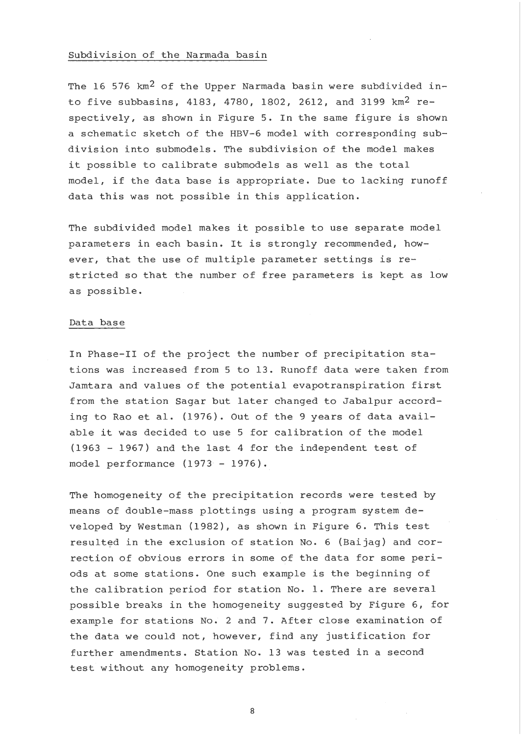## Subdivision of the Narmada basin

The 16 576 km$^2$ of the Upper Narmada basin were subdivided into five subbasins, 4183, 4780, 1802, 2612, and 3199 km$^2$ respectively, as shown in Figure 5. In the same figure is shown a schematic sketch of the HBV-6 model with corresponding subdivision into submodels. The subdivision of the model makes it possible to calibrate submodels as well as the total model, if the data base is appropriate. Due to lacking runoff data this was not possible in this application.

The subdivided model makes it possible to use separate model parameters in each basin. It is strongly recommended, however, that the use of multiple parameter settings is restricted so that the number of free parameters is kept as low as possible.

## Data base

In Phase-II of the project the number of precipitation stations was increased from 5 to 13. Runoff data were taken from Jamtara and values of the potential evapotranspiration first from the station Sagar but later changed to Jabalpur according to Rao et al. (1976). Out of the 9 years of data available it was decided to use 5 for calibration of the model (1963 - 1967) and the last 4 for the independent test of model performance (1973 - 1976).

The homogeneity of the precipitation records were tested by means of double-mass plottings using a program system developed by Westman (1982), as shown in Figure 6. This test resulted in the exclusion of station No. 6 (Baijag) and correction of obvious errors in some of the data for some periods at some stations. One such example is the beginning of the calibration period for station No. 1. There are several possible breaks in the homogeneity suggested by Figure 6, for example for stations No. 2 and 7. After close examination of the data we could not, however, find any justification for further amendments. Station No. 13 was tested in a second test without any homogeneity problems.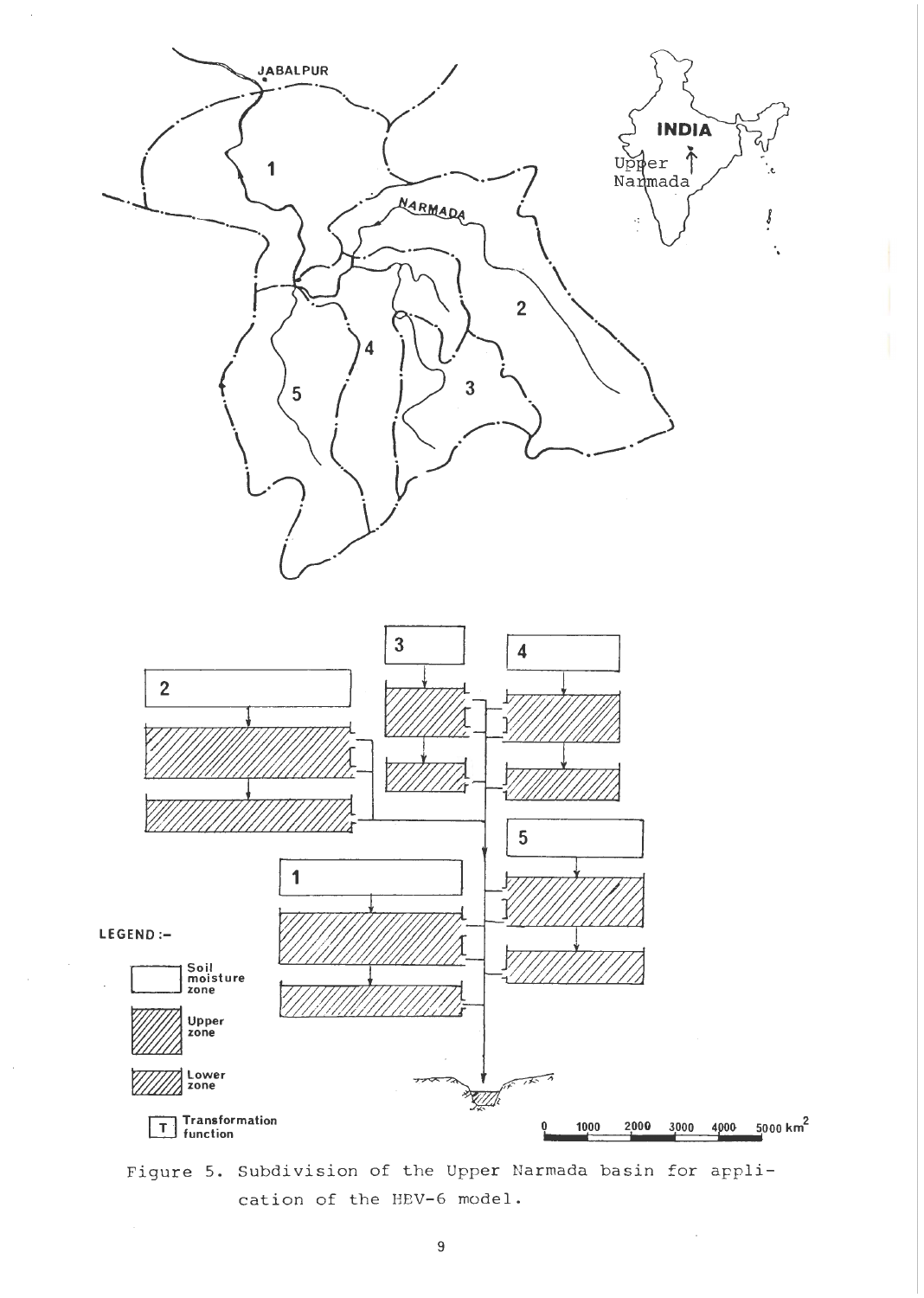Figure 5. Subdivision of the Upper Narmada basin for application of the HBV-6 model.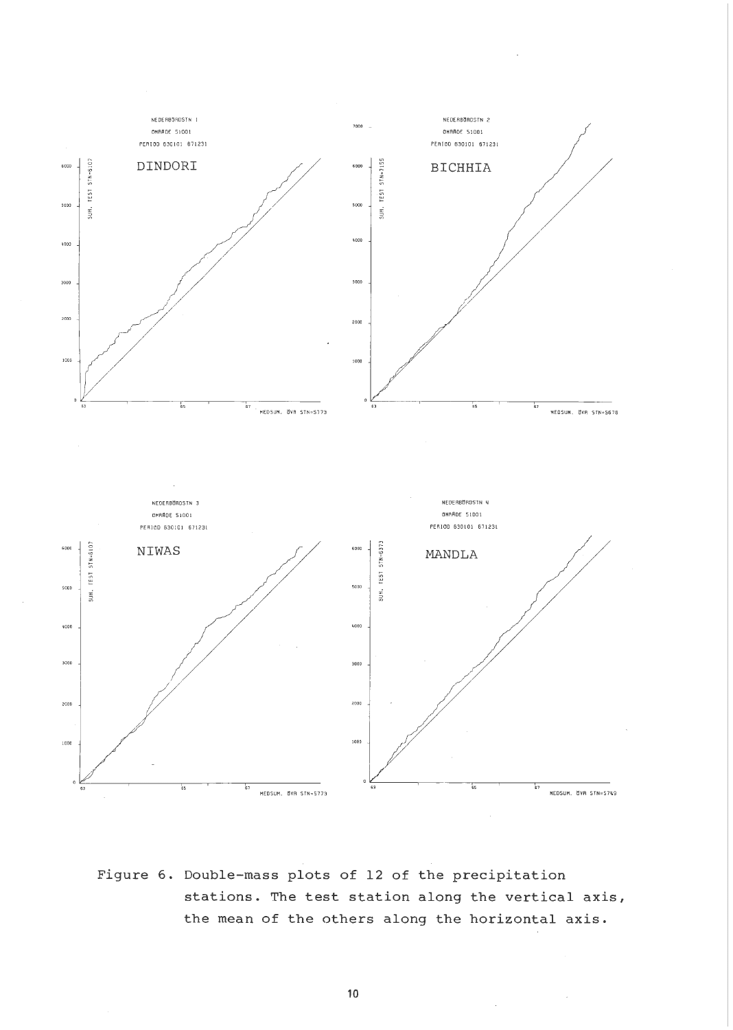NEDERBÖRDSTN 1
OMRÅDE 51001
PERIOD 630101 671231

DINDORI

NEDERBÖRDSTN 2
OMRÅDE 51001
PERIOD 630101 671231

BICHHIA

NEDERBÖRDSTN 3
OMRÅDE 51001
PERIOD 630101 671231

NIWAS

NEDERBÖRDSTN 4
OMRÅDE 51001
PERIOD 630101 671231

MANDLA

Figure 6. Double-mass plots of 12 of the precipitation stations. The test station along the vertical axis, the mean of the others along the horizontal axis.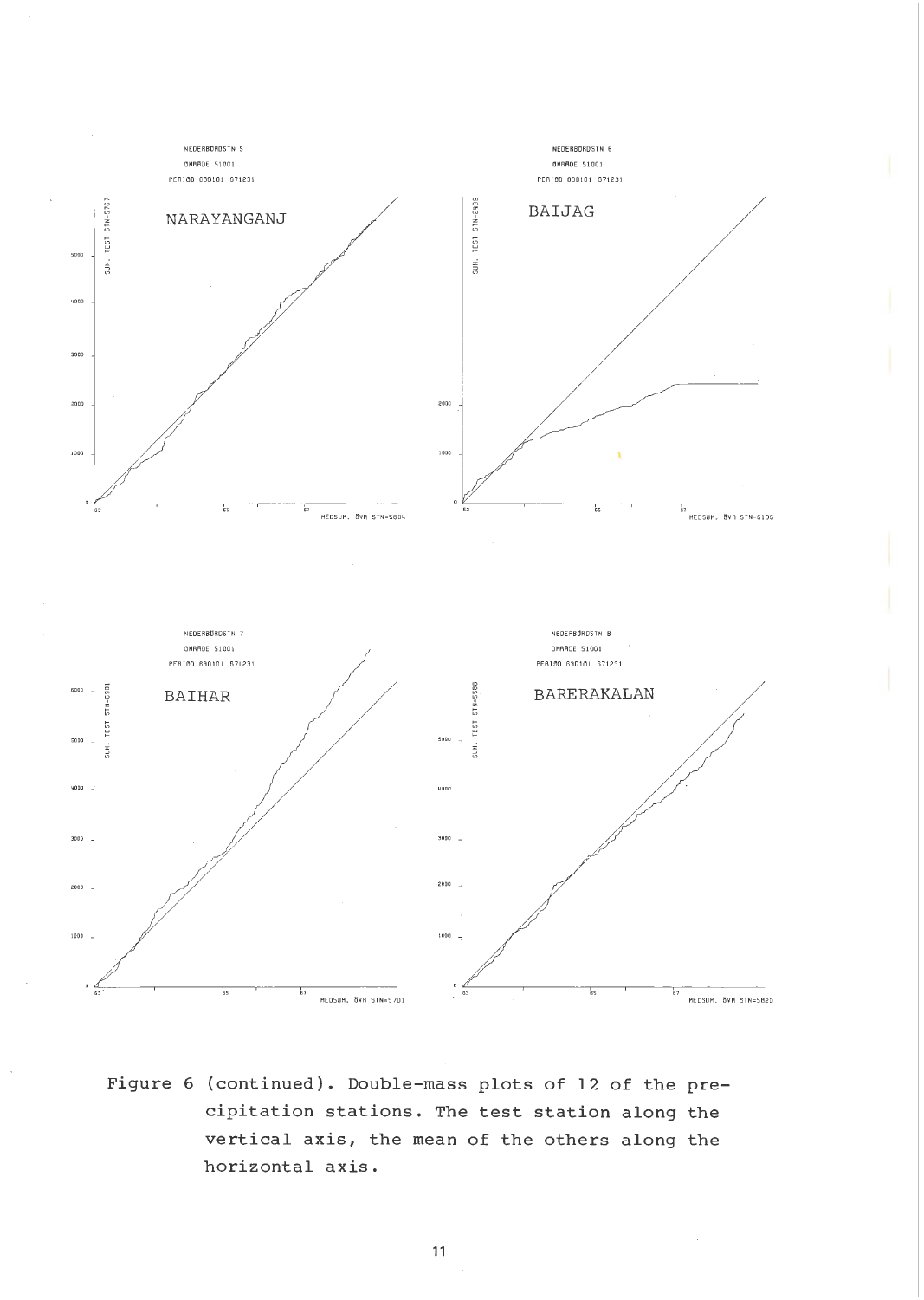NEDERBÖRDSTN 5
OMRÅDE 51001
PERIOD 630101 671231

NARAYANGANJ

SUM. TEST STN=5767

MEDSUM. ÖVR STN=5804

NEDERBÖRDSTN 6
OMRÅDE 51001
PERIOD 630101 671231

BAIJAG

SUM. TEST STN=2439

MEDSUM. ÖVR STN=6106

NEDERBÖRDSTN 7
OMRÅDE 51001
PERIOD 630101 671231

BAIHAR

SUM. TEST STN=6801

MEDSUM. ÖVR STN=5701

NEDERBÖRDSTN 8
OMRÅDE 51001
PERIOD 630101 671231

BARERAKALAN

SUM. TEST STN=5588

MEDSUM. ÖVR STN=5820

Figure 6 (continued). Double-mass plots of 12 of the precipitation stations. The test station along the vertical axis, the mean of the others along the horizontal axis.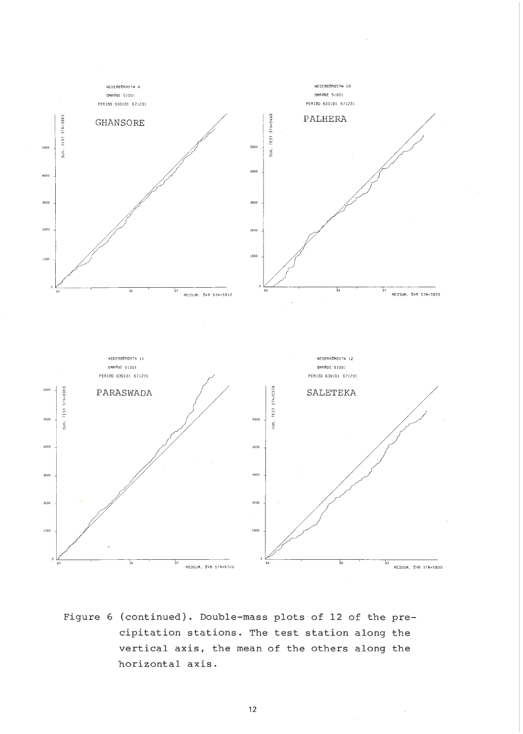NEDERBÖRDSTN 9
OMRÅDE 51001
PERIOD 630101 671231

GHANSORE

SUM. TEST STN=5683

MEDSUM. ÖVR STN=5812

NEDERBÖRDSTN 10
OMRÅDE 51001
PERIOD 630101 671231

PALHERA

SUM. TEST STN=5448

MEDSUM. ÖVR STN=5833

NEDERBÖRDSTN 11
OMRÅDE 51001
PERIOD 630101 671231

PARASWADA

SUM. TEST STN=6683

MEDSUM. ÖVR STN=5722

NEDERBÖRDSTN 12
OMRÅDE 51001
PERIOD 630101 671231

SALETEKA

SUM. TEST STN=5379

MEDSUM. ÖVR STN=5839

Figure 6 (continued). Double-mass plots of 12 of the precipitation stations. The test station along the vertical axis, the mean of the others along the horizontal axis.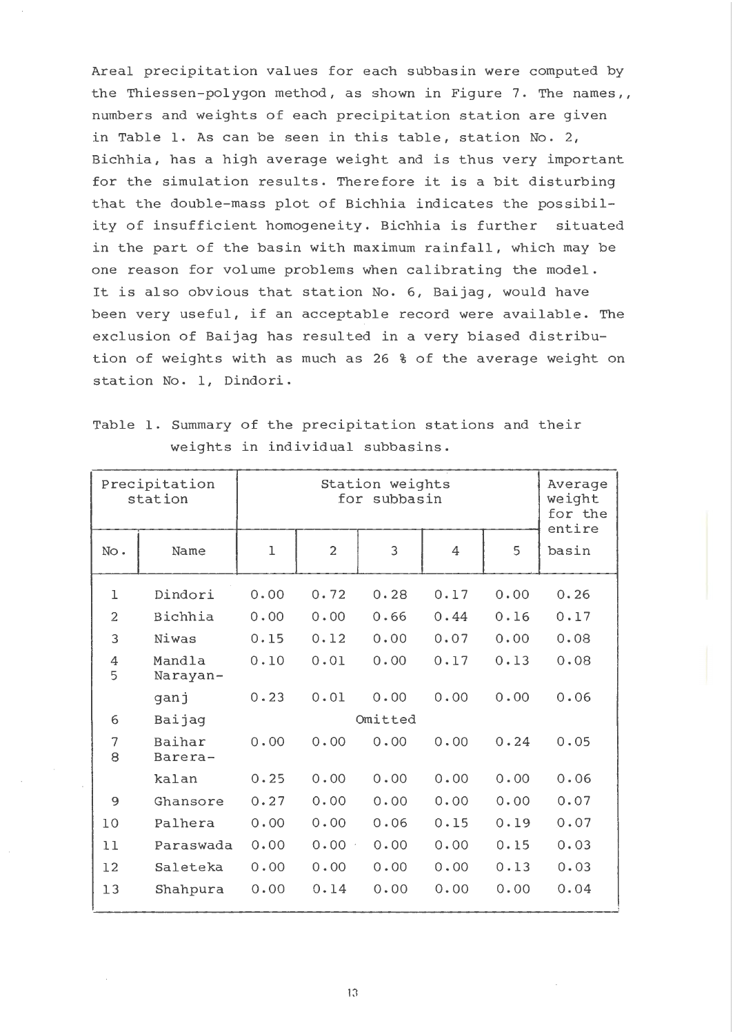Areal precipitation values for each subbasin were computed by the Thiessen-polygon method, as shown in Figure 7. The names,, numbers and weights of each precipitation station are given in Table 1. As can be seen in this table, station No. 2, Bichhia, has a high average weight and is thus very important for the simulation results. Therefore it is a bit disturbing that the double-mass plot of Bichhia indicates the possibility of insufficient homogeneity. Bichhia is further situated in the part of the basin with maximum rainfall, which may be one reason for volume problems when calibrating the model. It is also obvious that station No. 6, Baijag, would have been very useful, if an acceptable record were available. The exclusion of Baijag has resulted in a very biased distribution of weights with as much as 26 % of the average weight on station No. 1, Dindori.

Table 1. Summary of the precipitation stations and their weights in individual subbasins.

| Precipitation station | | Station weights for subbasin | | | | | Average weight for the entire basin |
|---|---|---|---|---|---|---|---|
| No. | Name | 1 | 2 | 3 | 4 | 5 | |
| 1 | Dindori | 0.00 | 0.72 | 0.28 | 0.17 | 0.00 | 0.26 |
| 2 | Bichhia | 0.00 | 0.00 | 0.66 | 0.44 | 0.16 | 0.17 |
| 3 | Niwas | 0.15 | 0.12 | 0.00 | 0.07 | 0.00 | 0.08 |
| 4 | Mandla | 0.10 | 0.01 | 0.00 | 0.17 | 0.13 | 0.08 |
| 5 | Narayanganj | 0.23 | 0.01 | 0.00 | 0.00 | 0.00 | 0.06 |
| 6 | Baijag | | | Omitted | | | |
| 7 | Baihar | 0.00 | 0.00 | 0.00 | 0.00 | 0.24 | 0.05 |
| 8 | Bareraklan | 0.25 | 0.00 | 0.00 | 0.00 | 0.00 | 0.06 |
| 9 | Ghansore | 0.27 | 0.00 | 0.00 | 0.00 | 0.00 | 0.07 |
| 10 | Palhera | 0.00 | 0.00 | 0.06 | 0.15 | 0.19 | 0.07 |
| 11 | Paraswada | 0.00 | 0.00 | 0.00 | 0.00 | 0.15 | 0.03 |
| 12 | Saleteka | 0.00 | 0.00 | 0.00 | 0.00 | 0.13 | 0.03 |
| 13 | Shahpura | 0.00 | 0.14 | 0.00 | 0.00 | 0.00 | 0.04 |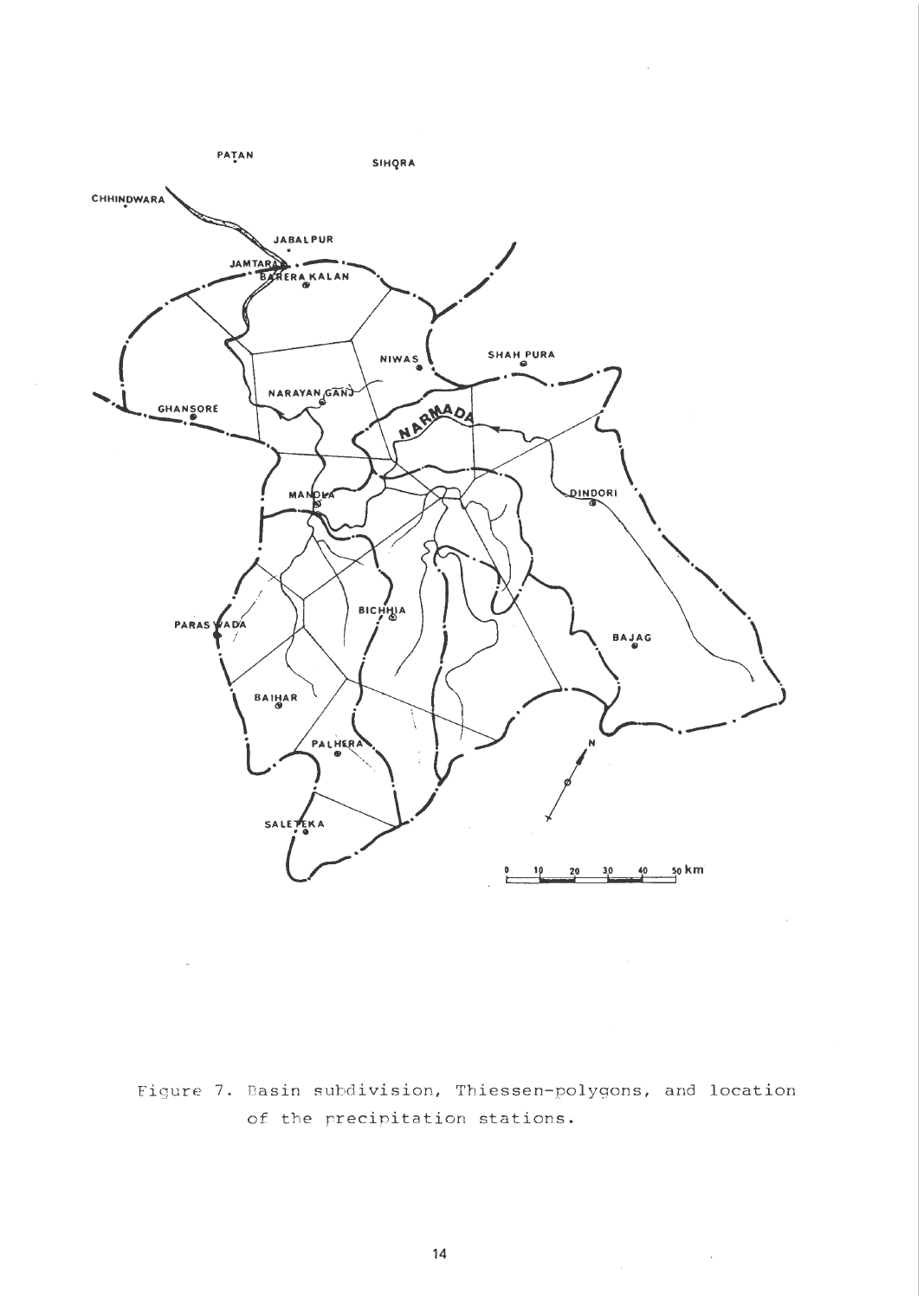Figure 7. Basin subdivision, Thiessen-polygons, and location of the precipitation stations.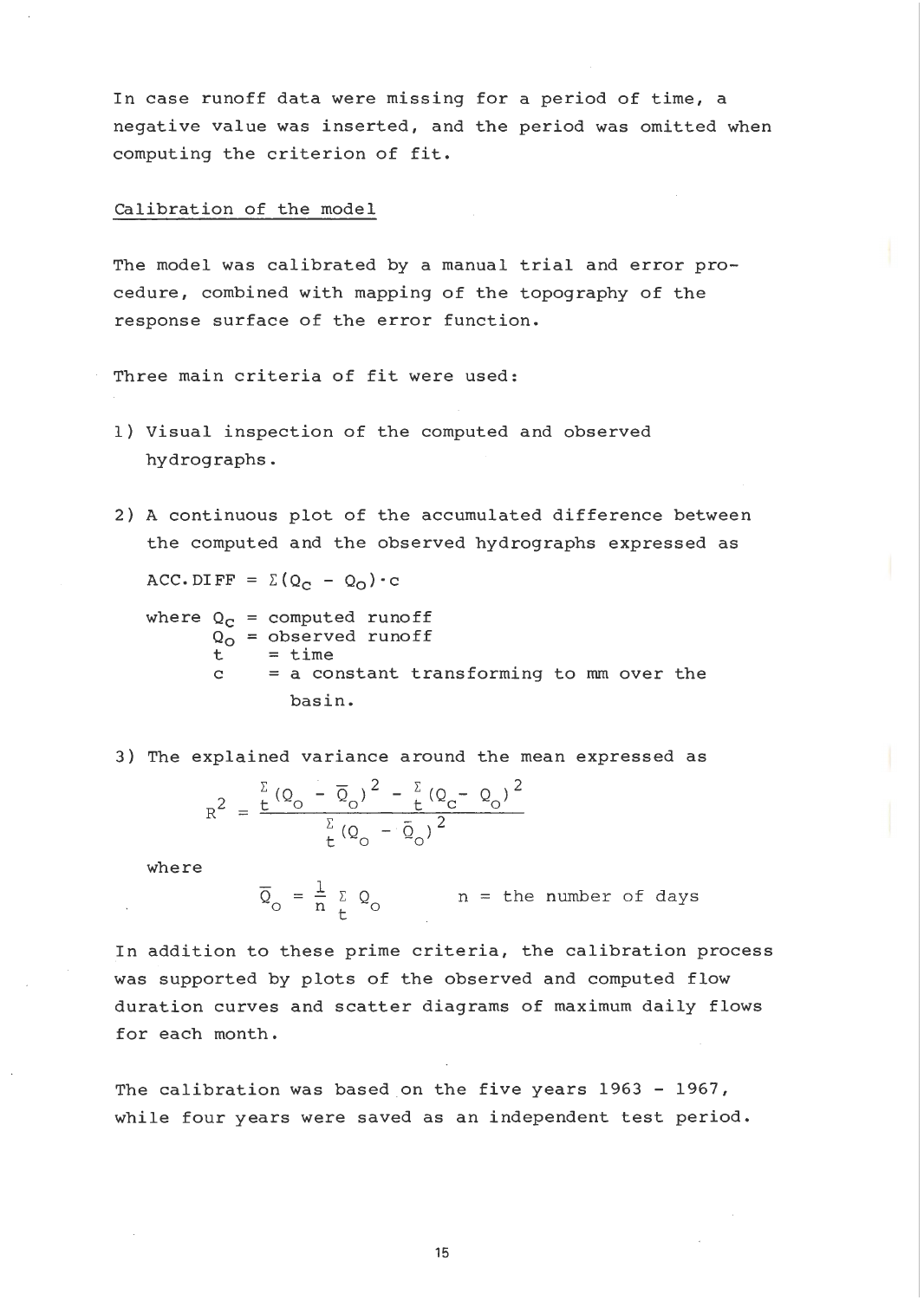In case runoff data were missing for a period of time, a negative value was inserted, and the period was omitted when computing the criterion of fit.

## Calibration of the model

The model was calibrated by a manual trial and error procedure, combined with mapping of the topography of the response surface of the error function.

Three main criteria of fit were used:

1) Visual inspection of the computed and observed hydrographs.

2) A continuous plot of the accumulated difference between the computed and the observed hydrographs expressed as

   $$\text{ACC.DIFF} = \Sigma(Q_c - Q_o) \cdot c$$

   where $Q_c$ = computed runoff
   $Q_o$ = observed runoff
   $t$ = time
   $c$ = a constant transforming to mm over the basin.

3) The explained variance around the mean expressed as

   $$R^2 = \frac{\sum_t (Q_o - \bar{Q}_o)^2 - \sum_t (Q_c - Q_o)^2}{\sum_t (Q_o - \bar{Q}_o)^2}$$

   where

   $$\bar{Q}_o = \frac{1}{n} \sum_t Q_o \qquad n = \text{the number of days}$$

In addition to these prime criteria, the calibration process was supported by plots of the observed and computed flow duration curves and scatter diagrams of maximum daily flows for each month.

The calibration was based on the five years 1963 - 1967, while four years were saved as an independent test period.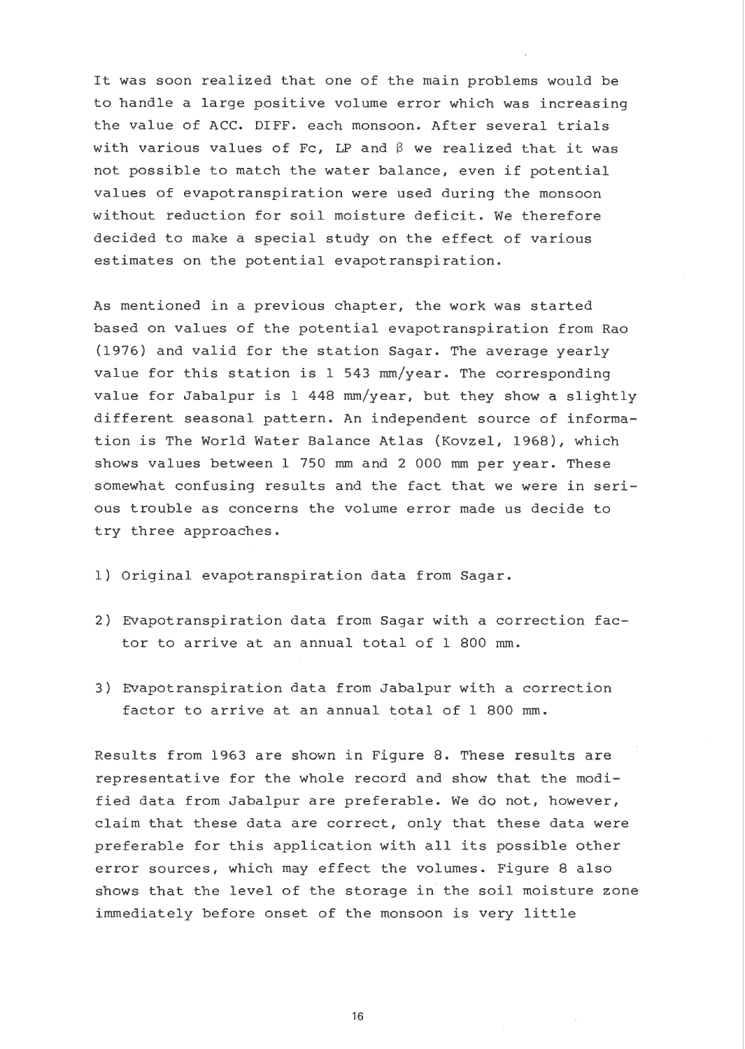It was soon realized that one of the main problems would be to handle a large positive volume error which was increasing the value of ACC. DIFF. each monsoon. After several trials with various values of Fc, LP and $\beta$ we realized that it was not possible to match the water balance, even if potential values of evapotranspiration were used during the monsoon without reduction for soil moisture deficit. We therefore decided to make a special study on the effect of various estimates on the potential evapotranspiration.

As mentioned in a previous chapter, the work was started based on values of the potential evapotranspiration from Rao (1976) and valid for the station Sagar. The average yearly value for this station is 1 543 mm/year. The corresponding value for Jabalpur is 1 448 mm/year, but they show a slightly different seasonal pattern. An independent source of information is The World Water Balance Atlas (Kovzel, 1968), which shows values between 1 750 mm and 2 000 mm per year. These somewhat confusing results and the fact that we were in serious trouble as concerns the volume error made us decide to try three approaches.

1) Original evapotranspiration data from Sagar.

2) Evapotranspiration data from Sagar with a correction factor to arrive at an annual total of 1 800 mm.

3) Evapotranspiration data from Jabalpur with a correction factor to arrive at an annual total of 1 800 mm.

Results from 1963 are shown in Figure 8. These results are representative for the whole record and show that the modified data from Jabalpur are preferable. We do not, however, claim that these data are correct, only that these data were preferable for this application with all its possible other error sources, which may effect the volumes. Figure 8 also shows that the level of the storage in the soil moisture zone immediately before onset of the monsoon is very little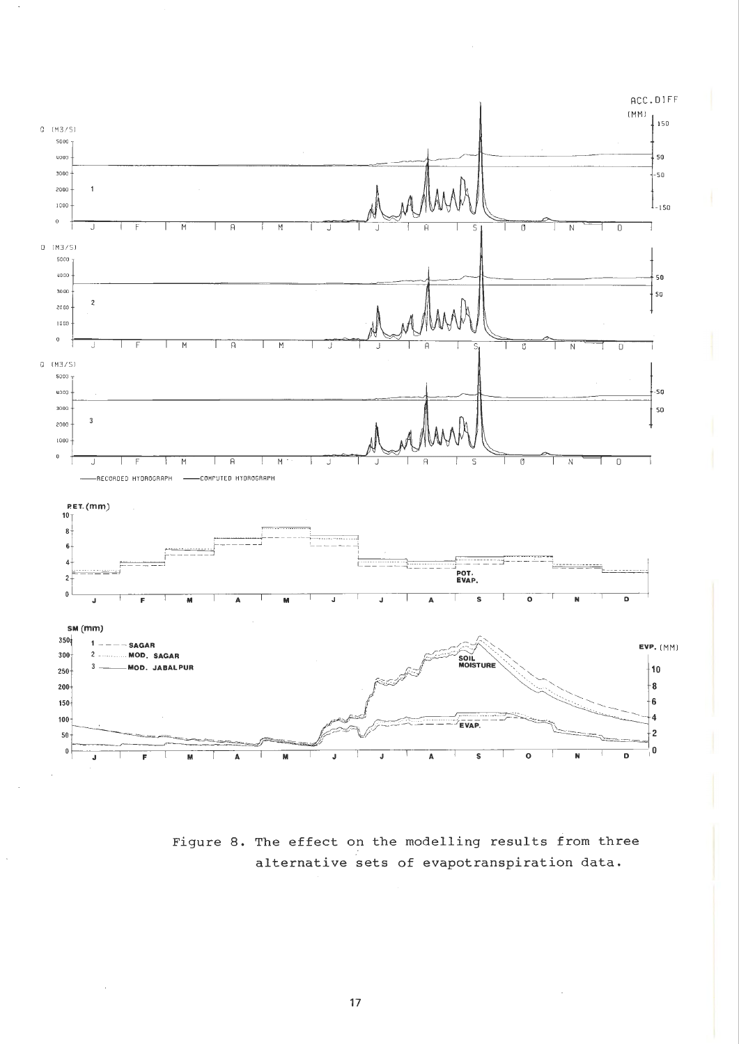Figure 8. The effect on the modelling results from three alternative sets of evapotranspiration data.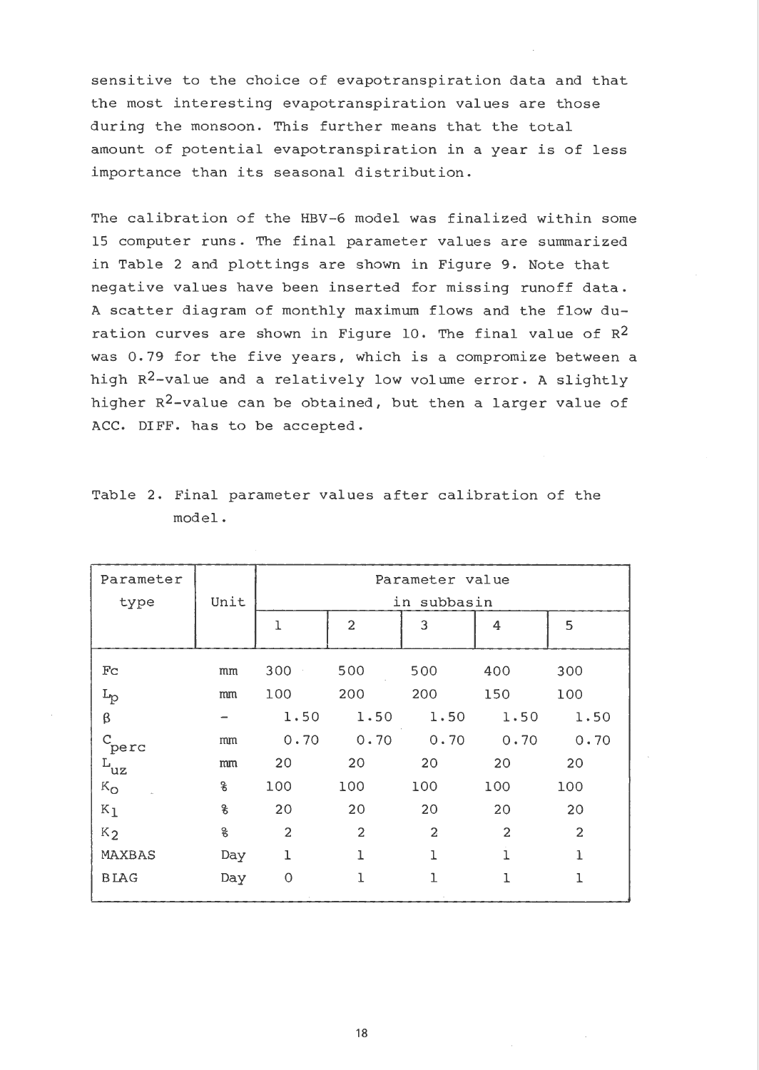sensitive to the choice of evapotranspiration data and that the most interesting evapotranspiration values are those during the monsoon. This further means that the total amount of potential evapotranspiration in a year is of less importance than its seasonal distribution.

The calibration of the HBV-6 model was finalized within some 15 computer runs. The final parameter values are summarized in Table 2 and plottings are shown in Figure 9. Note that negative values have been inserted for missing runoff data. A scatter diagram of monthly maximum flows and the flow duration curves are shown in Figure 10. The final value of $R^2$ was 0.79 for the five years, which is a compromize between a high $R^2$-value and a relatively low volume error. A slightly higher $R^2$-value can be obtained, but then a larger value of ACC. DIFF. has to be accepted.

Table 2. Final parameter values after calibration of the model.

| Parameter type | Unit | Parameter value in subbasin | | | | |
|---|---|---|---|---|---|---|
| | | 1 | 2 | 3 | 4 | 5 |
| Fc | mm | 300 | 500 | 500 | 400 | 300 |
| $L_p$ | mm | 100 | 200 | 200 | 150 | 100 |
| $\beta$ | – | 1.50 | 1.50 | 1.50 | 1.50 | 1.50 |
| $C_{perc}$ | mm | 0.70 | 0.70 | 0.70 | 0.70 | 0.70 |
| $L_{uz}$ | mm | 20 | 20 | 20 | 20 | 20 |
| $K_0$ | % | 100 | 100 | 100 | 100 | 100 |
| $K_1$ | % | 20 | 20 | 20 | 20 | 20 |
| $K_2$ | % | 2 | 2 | 2 | 2 | 2 |
| MAXBAS | Day | 1 | 1 | 1 | 1 | 1 |
| BLAG | Day | 0 | 1 | 1 | 1 | 1 |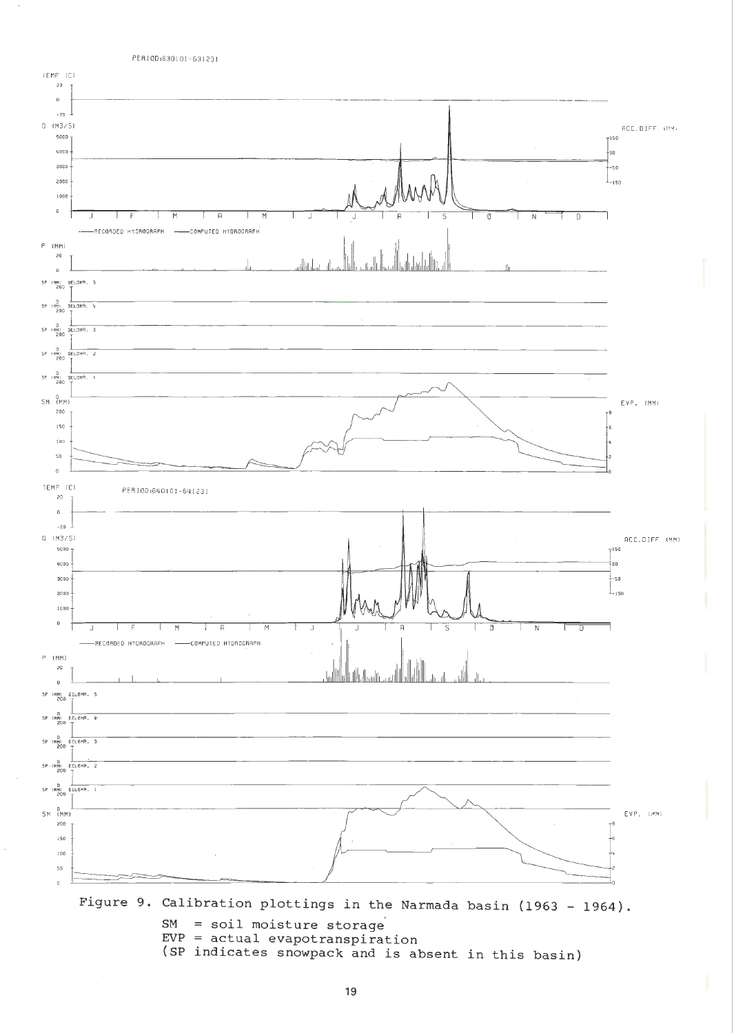Figure 9. Calibration plottings in the Narmada basin (1963 - 1964).

SM = soil moisture storage
EVP = actual evapotranspiration
(SP indicates snowpack and is absent in this basin)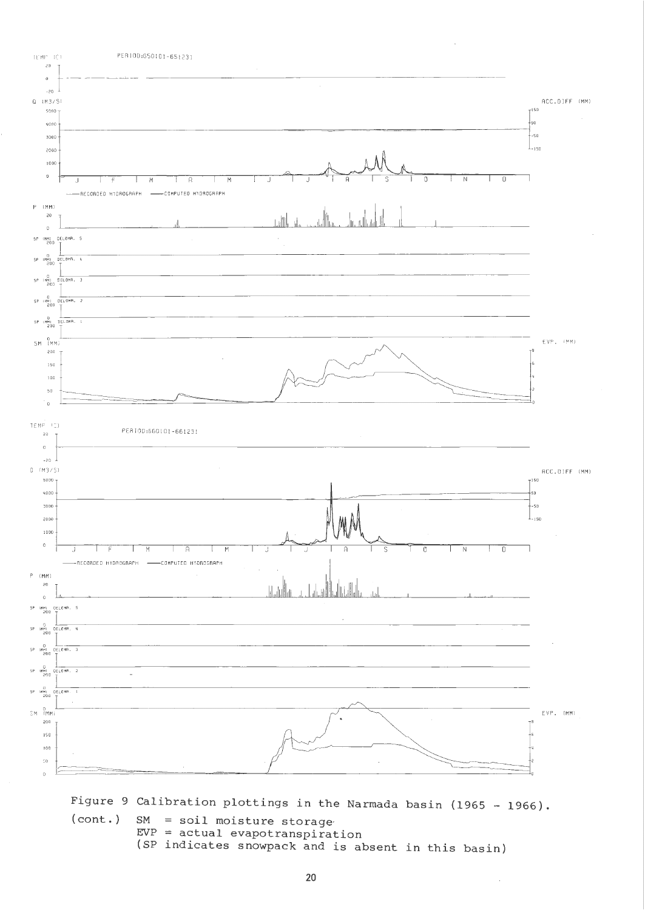Figure 9 Calibration plottings in the Narmada basin (1965 - 1966).
(cont.) SM = soil moisture storage
EVP = actual evapotranspiration
(SP indicates snowpack and is absent in this basin)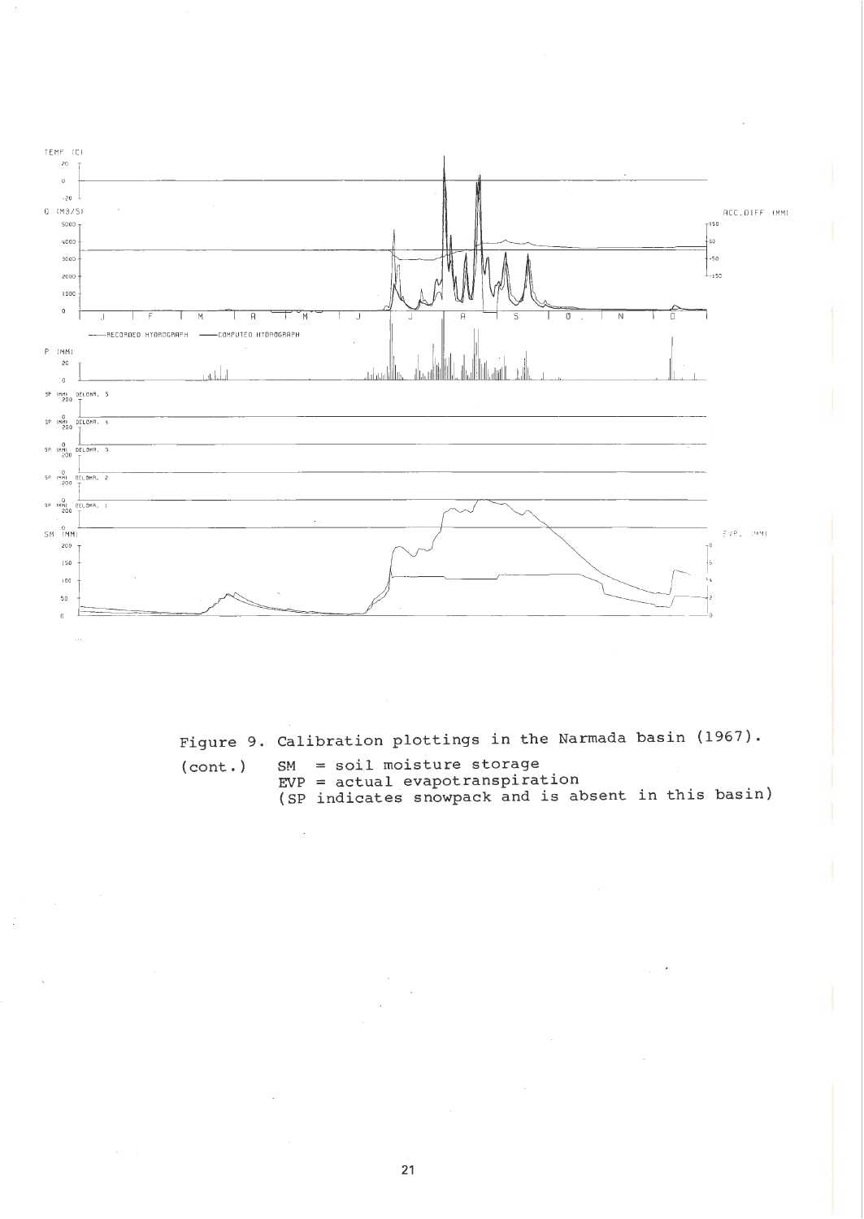Figure 9. Calibration plottings in the Narmada basin (1967).

(cont.) SM = soil moisture storage
EVP = actual evapotranspiration
(SP indicates snowpack and is absent in this basin)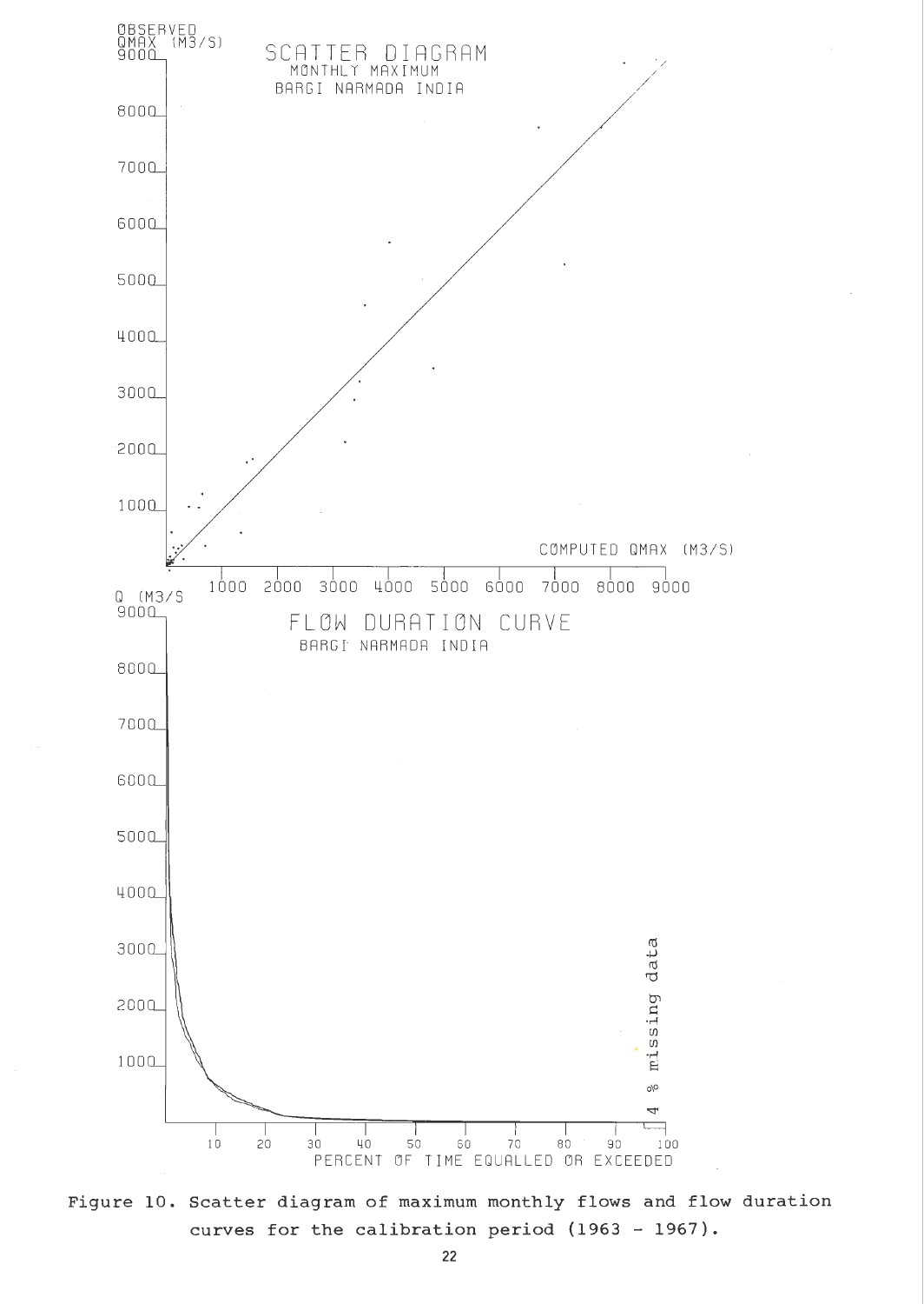Figure 10. Scatter diagram of maximum monthly flows and flow duration curves for the calibration period (1963 - 1967).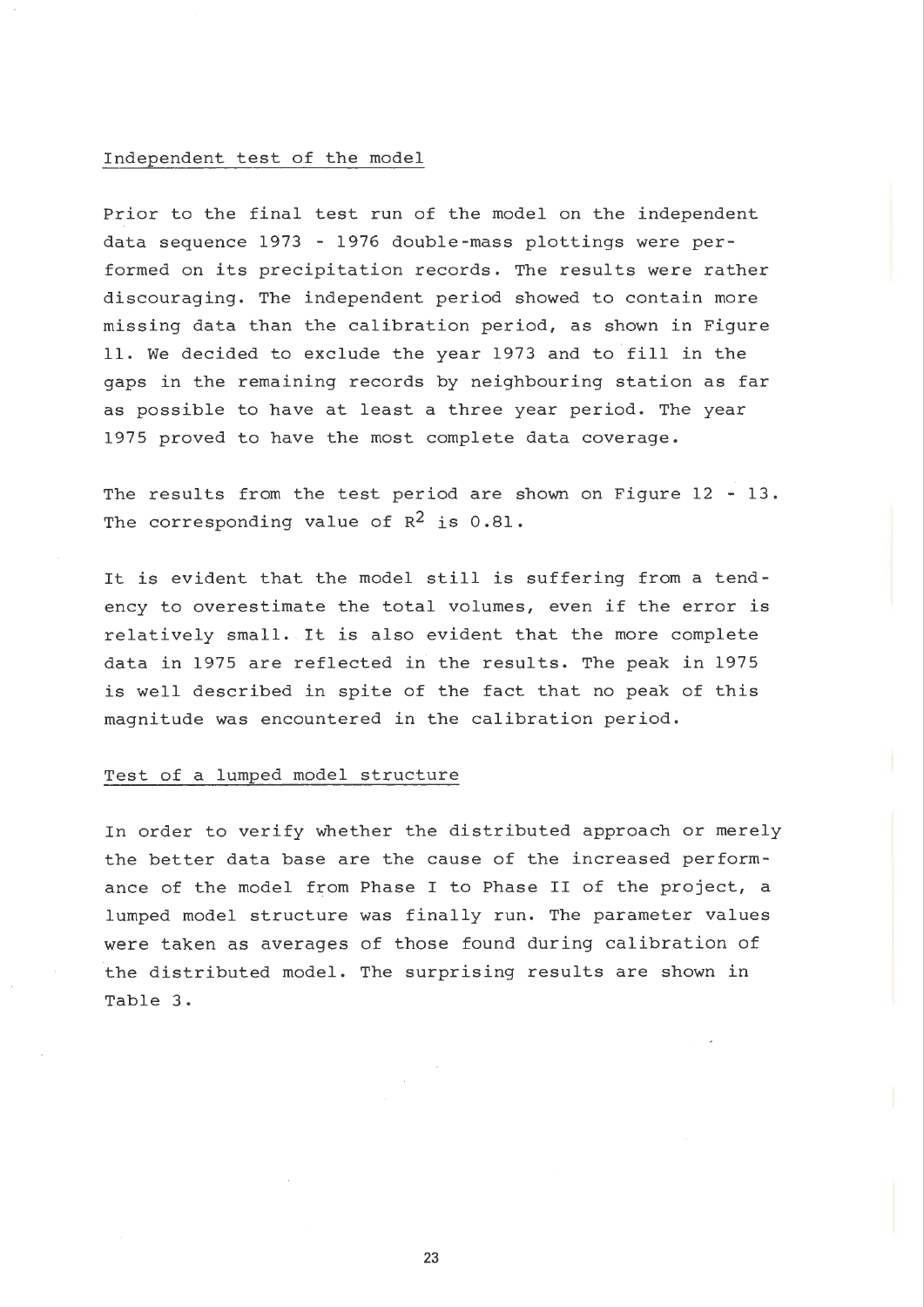### Independent test of the model

Prior to the final test run of the model on the independent data sequence 1973 - 1976 double-mass plottings were performed on its precipitation records. The results were rather discouraging. The independent period showed to contain more missing data than the calibration period, as shown in Figure 11. We decided to exclude the year 1973 and to fill in the gaps in the remaining records by neighbouring station as far as possible to have at least a three year period. The year 1975 proved to have the most complete data coverage.

The results from the test period are shown on Figure 12 - 13. The corresponding value of $R^2$ is 0.81.

It is evident that the model still is suffering from a tendency to overestimate the total volumes, even if the error is relatively small. It is also evident that the more complete data in 1975 are reflected in the results. The peak in 1975 is well described in spite of the fact that no peak of this magnitude was encountered in the calibration period.

### Test of a lumped model structure

In order to verify whether the distributed approach or merely the better data base are the cause of the increased performance of the model from Phase I to Phase II of the project, a lumped model structure was finally run. The parameter values were taken as averages of those found during calibration of the distributed model. The surprising results are shown in Table 3.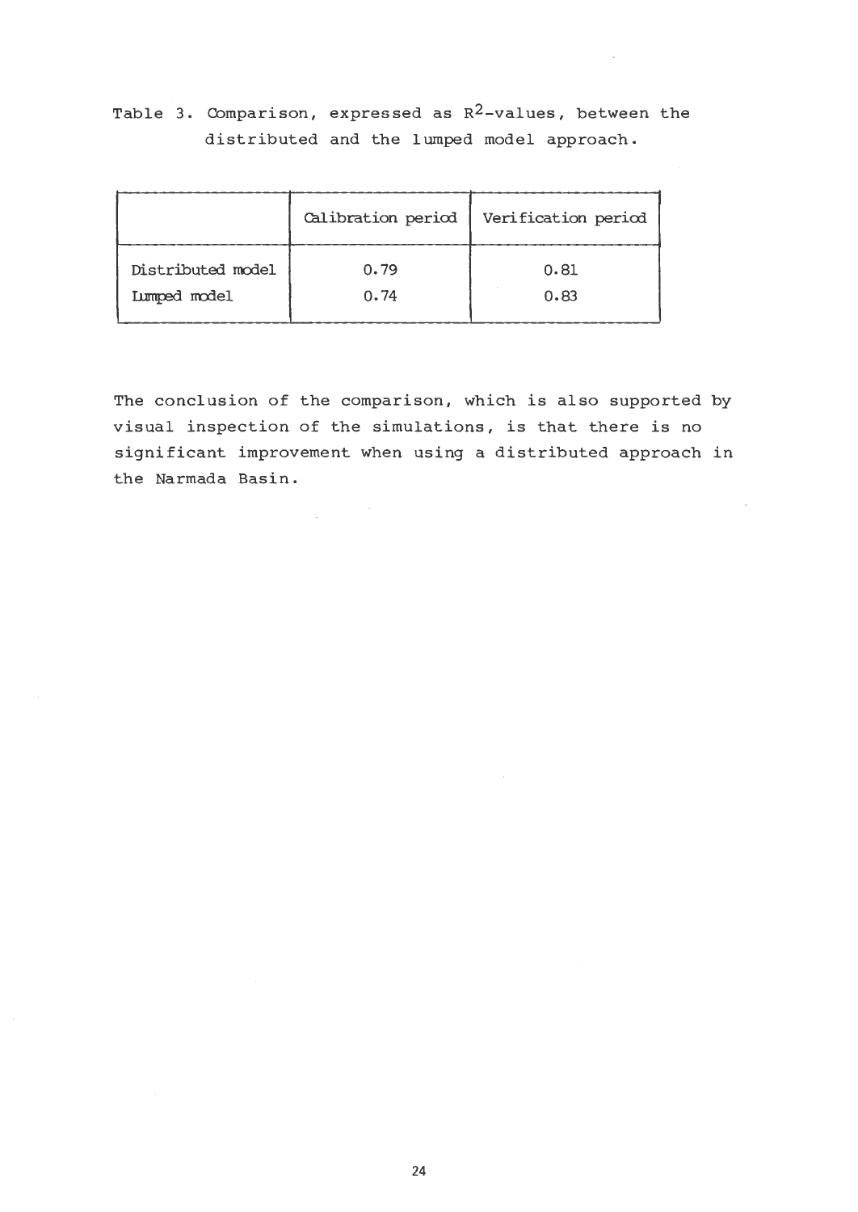Table 3. Comparison, expressed as $R^2$-values, between the distributed and the lumped model approach.

| | Calibration period | Verification period |
|---|---|---|
| Distributed model | 0.79 | 0.81 |
| Lumped model | 0.74 | 0.83 |

The conclusion of the comparison, which is also supported by visual inspection of the simulations, is that there is no significant improvement when using a distributed approach in the Narmada Basin.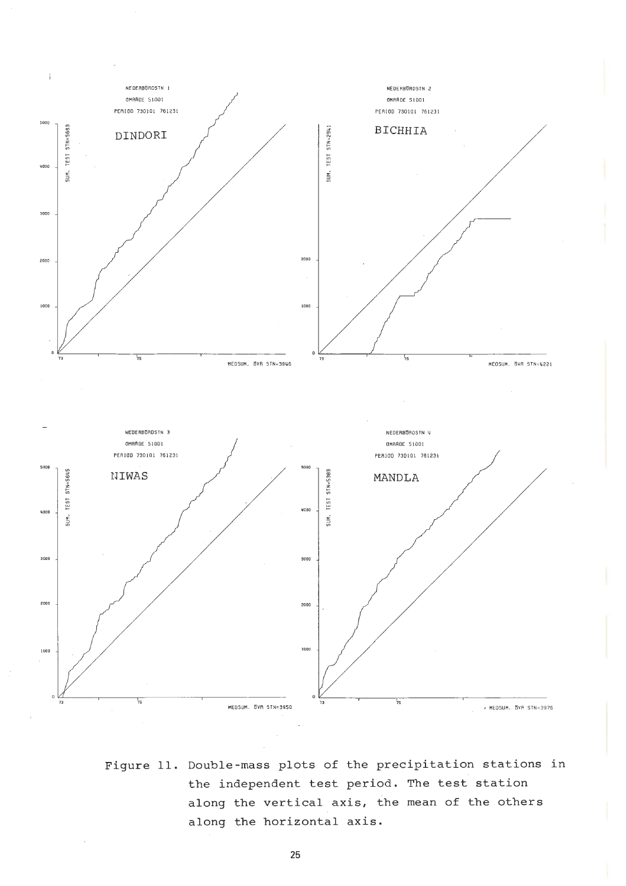NEDERBÖRDSTN 1
OMRÅDE 51001
PERIOD 730101 761231

DINDORI

SUM. TEST STN=5683

MEDSUM. ÖVR STN=3946

NEDERBÖRDSTN 2
OMRÅDE 51001
PERIOD 730101 761231

BICHHIA

SUM. TEST STN=2941

MEDSUM. ÖVR STN=4221

NEDERBÖRDSTN 3
OMRÅDE 51001
PERIOD 730101 761231

NIWAS

SUM. TEST STN=5645

MEDSUM. ÖVR STN=3950

NEDERBÖRDSTN 4
OMRÅDE 51001
PERIOD 730101 761231

MANDLA

SUM. TEST STN=5389

MEDSUM. ÖVR STN=3976

Figure 11. Double-mass plots of the precipitation stations in the independent test period. The test station along the vertical axis, the mean of the others along the horizontal axis.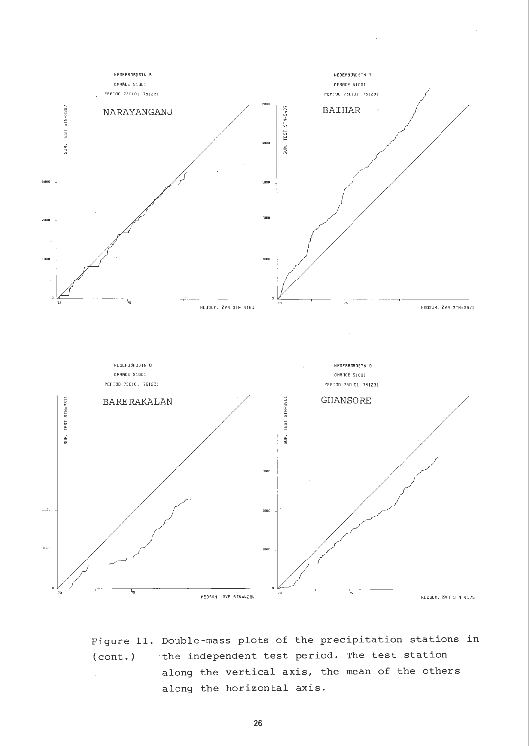NEDERBÖRDSTN 5
OMRÅDE 51001
PERIOD 730101 761231

NARAYANGANJ

SUM. TEST STN=3307

MEDSUM. ÖVR STN=4184

NEDERBÖRDSTN 7
OMRÅDE 51001
PERIOD 730101 761231

BAIHAR

SUM. TEST STN=5437

MEDSUM. ÖVR STN=3971

NEDERBÖRDSTN 8
OMRÅDE 51001
PERIOD 730101 761231

BARERAKALAN

SUM. TEST STN=2311

MEDSUM. ÖVR STN=4284

NEDERBÖRDSTN 9
OMRÅDE 51001
PERIOD 730101 761231

GHANSORE

SUM. TEST STN=3401

MEDSUM. ÖVR STN=4175

Figure 11. (cont.) Double-mass plots of the precipitation stations in the independent test period. The test station along the vertical axis, the mean of the others along the horizontal axis.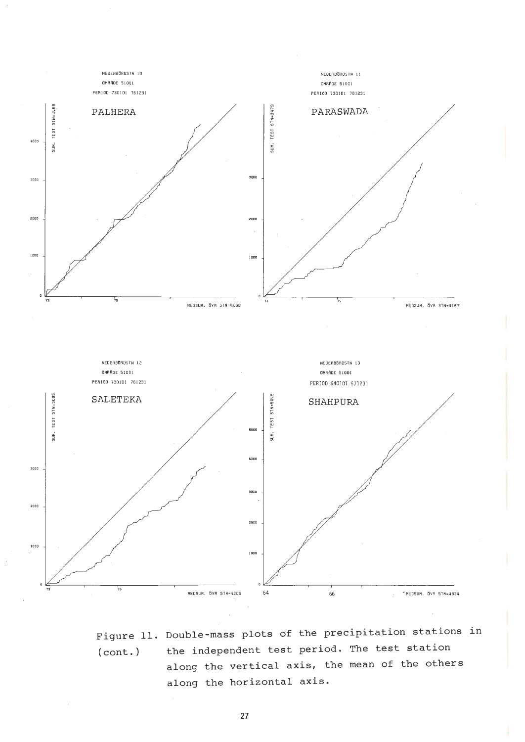NEDERBÖRDSTN 10

OMRÅDE 51001

PERIOD 730101 761231

PALHERA

SUM. TEST STN=4469

MEDSUM. ÖVR STN=4068

NEDERBÖRDSTN 11

OMRÅDE 51001

PERIOD 730101 761231

PARASWADA

SUM. TEST STN=3479

MEDSUM. ÖVR STN=4167

NEDERBÖRDSTN 12

OMRÅDE 51001

PERIOD 730101 761231

SALETEKA

SUM. TEST STN=3085

MEDSUM. ÖVR STN=4206

NEDERBÖRDSTN 13

OMRÅDE 51001

PERIOD 640101 671231

SHAHPURA

SUM. TEST STN=5045

MEDSUM. ÖVR STN=4834

Figure 11. (cont.) Double-mass plots of the precipitation stations in the independent test period. The test station along the vertical axis, the mean of the others along the horizontal axis.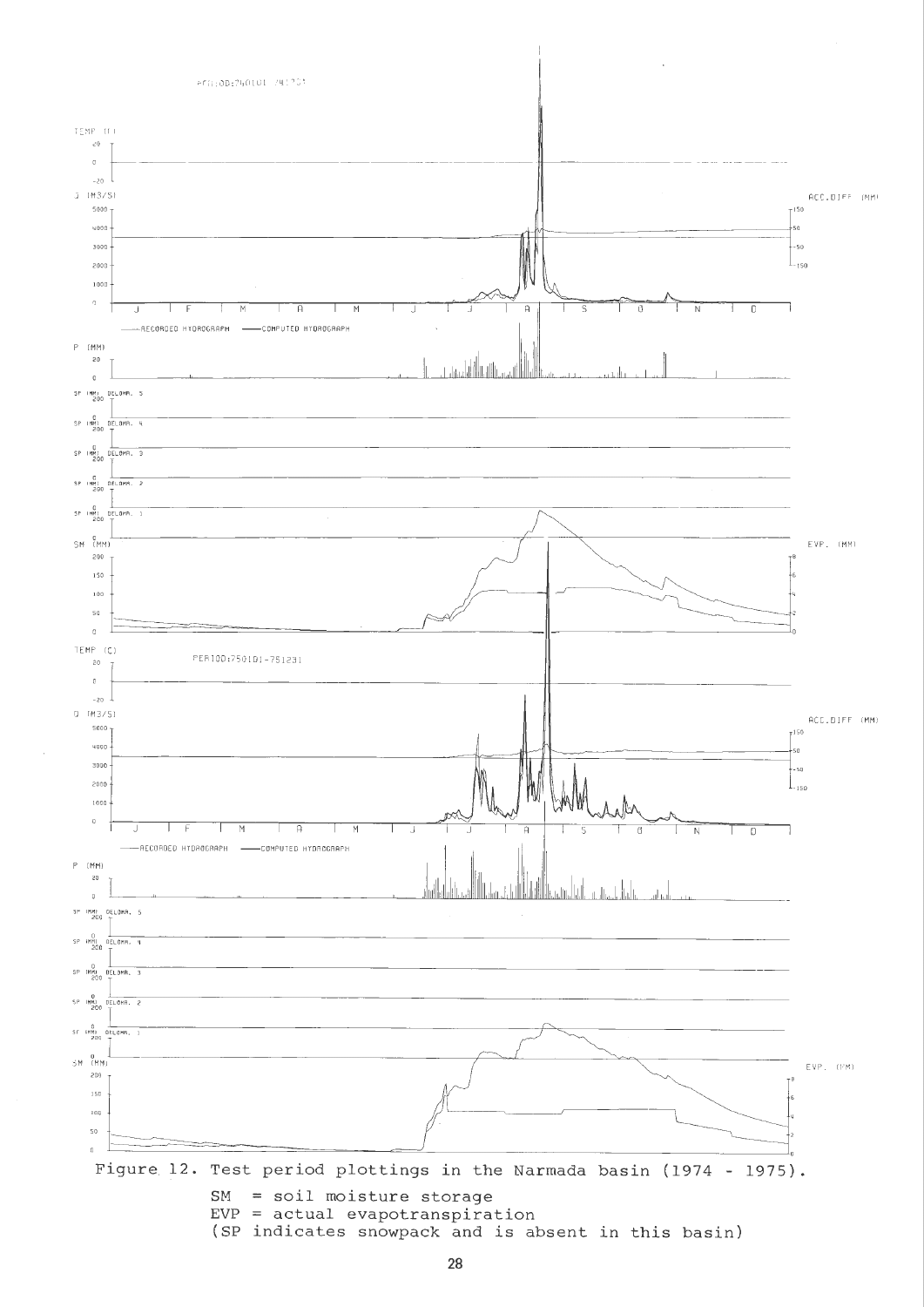Figure 12. Test period plottings in the Narmada basin (1974 - 1975).

SM = soil moisture storage
EVP = actual evapotranspiration
(SP indicates snowpack and is absent in this basin)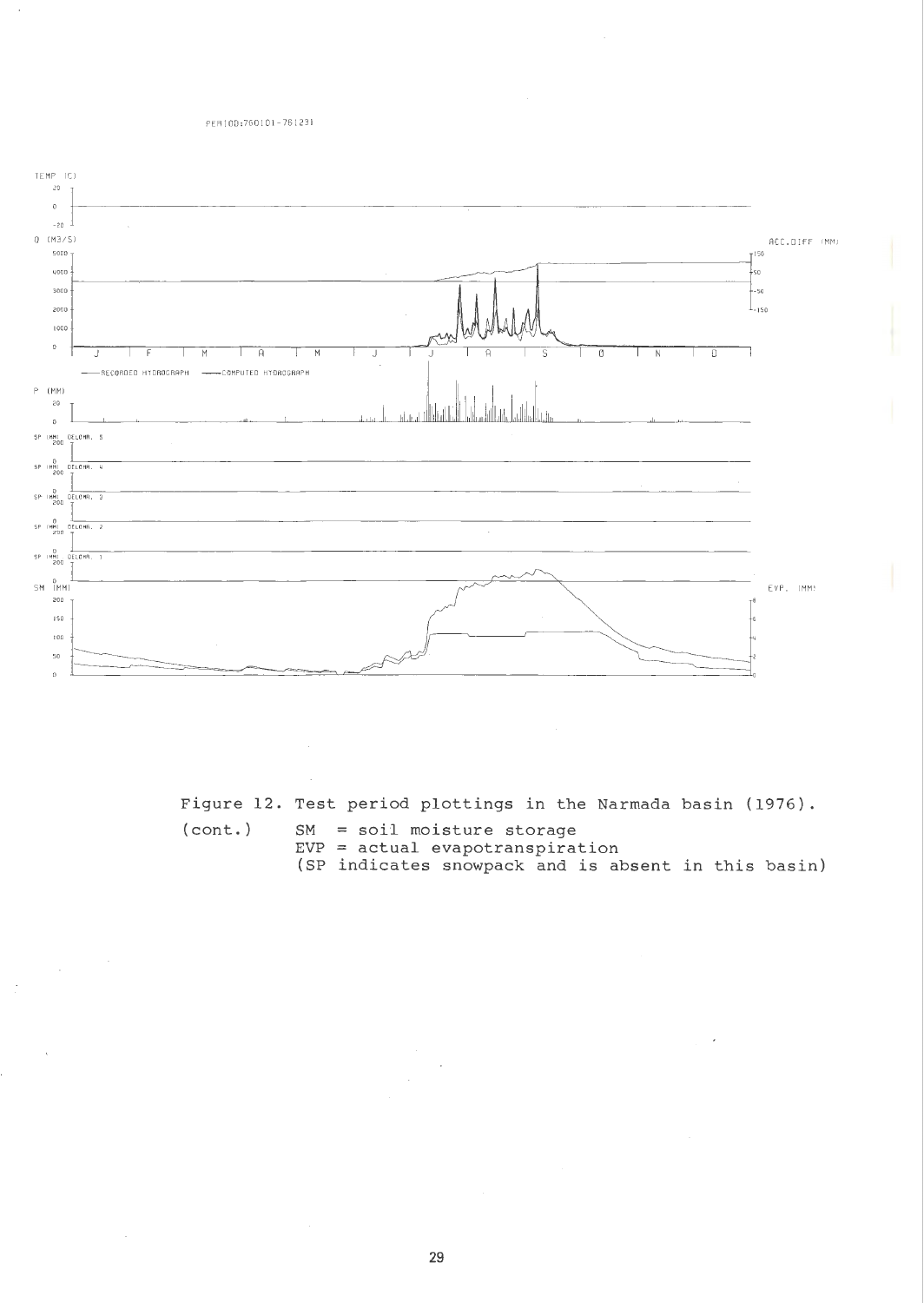Figure 12. Test period plottings in the Narmada basin (1976).
(cont.) SM = soil moisture storage
EVP = actual evapotranspiration
(SP indicates snowpack and is absent in this basin)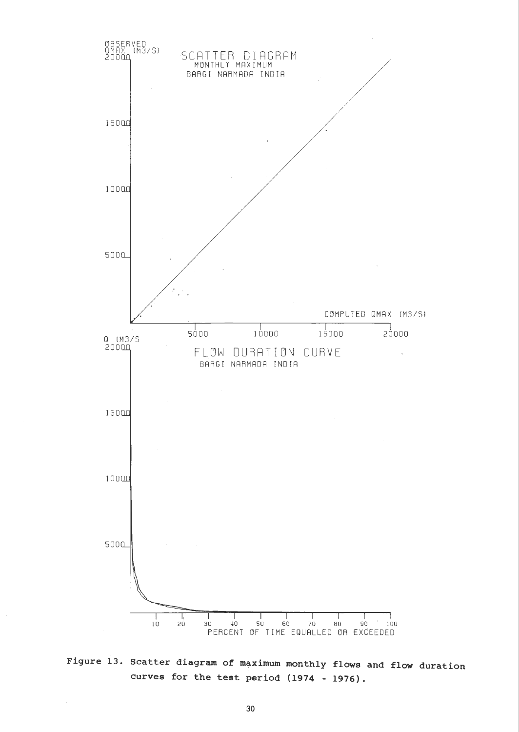Figure 13. Scatter diagram of maximum monthly flows and flow duration curves for the test period (1974 - 1976).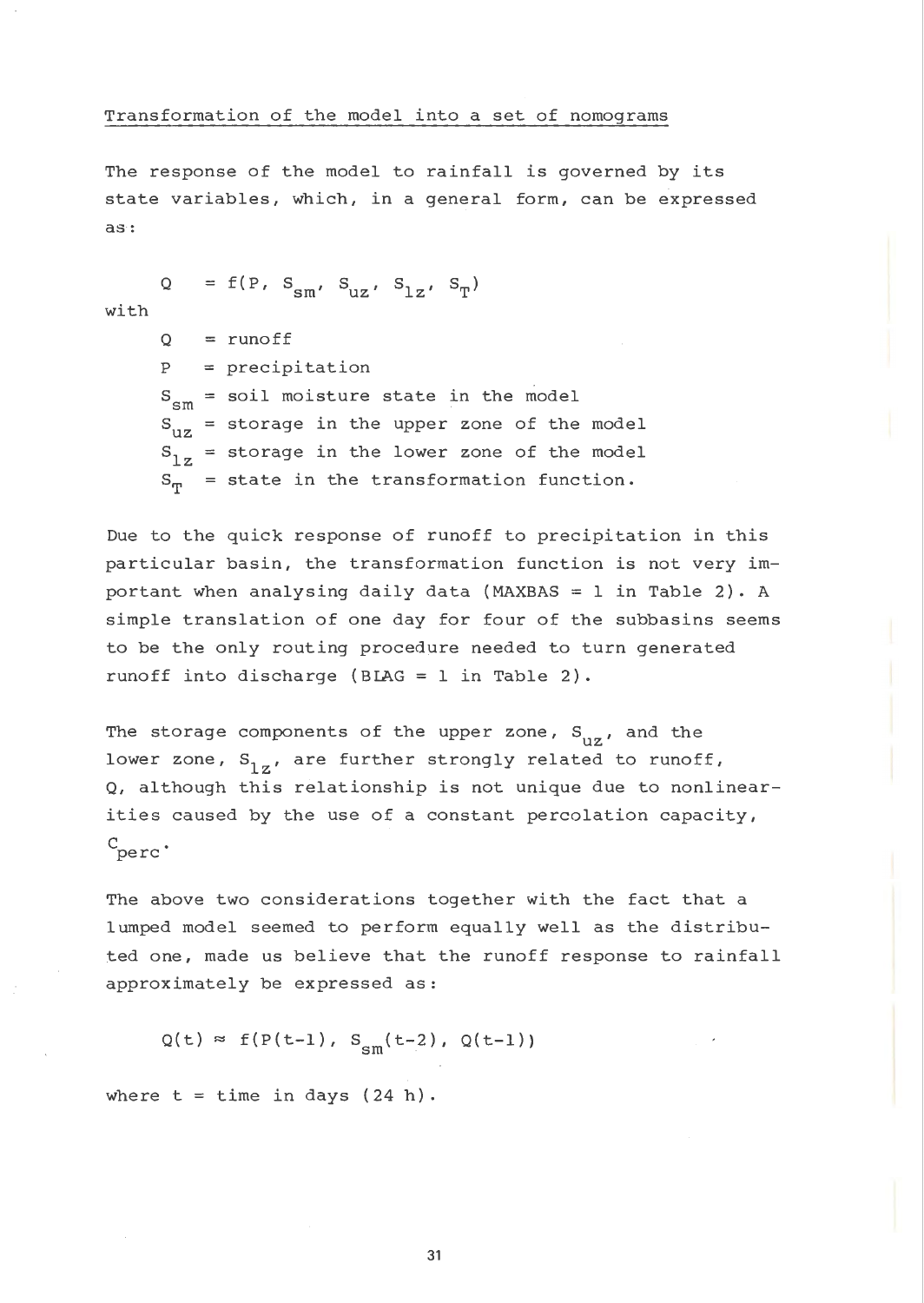## Transformation of the model into a set of nomograms

The response of the model to rainfall is governed by its state variables, which, in a general form, can be expressed as:

$$Q = f(P, S_{sm}, S_{uz}, S_{lz}, S_T)$$

with

$Q$ = runoff
$P$ = precipitation
$S_{sm}$ = soil moisture state in the model
$S_{uz}$ = storage in the upper zone of the model
$S_{lz}$ = storage in the lower zone of the model
$S_T$ = state in the transformation function.

Due to the quick response of runoff to precipitation in this particular basin, the transformation function is not very important when analysing daily data (MAXBAS = 1 in Table 2). A simple translation of one day for four of the subbasins seems to be the only routing procedure needed to turn generated runoff into discharge (BLAG = 1 in Table 2).

The storage components of the upper zone, $S_{uz}$, and the lower zone, $S_{lz}$, are further strongly related to runoff, $Q$, although this relationship is not unique due to nonlinearities caused by the use of a constant percolation capacity, $C_{perc}$.

The above two considerations together with the fact that a lumped model seemed to perform equally well as the distributed one, made us believe that the runoff response to rainfall approximately be expressed as:

$$Q(t) \approx f(P(t-1), S_{sm}(t-2), Q(t-1))$$

where t = time in days (24 h).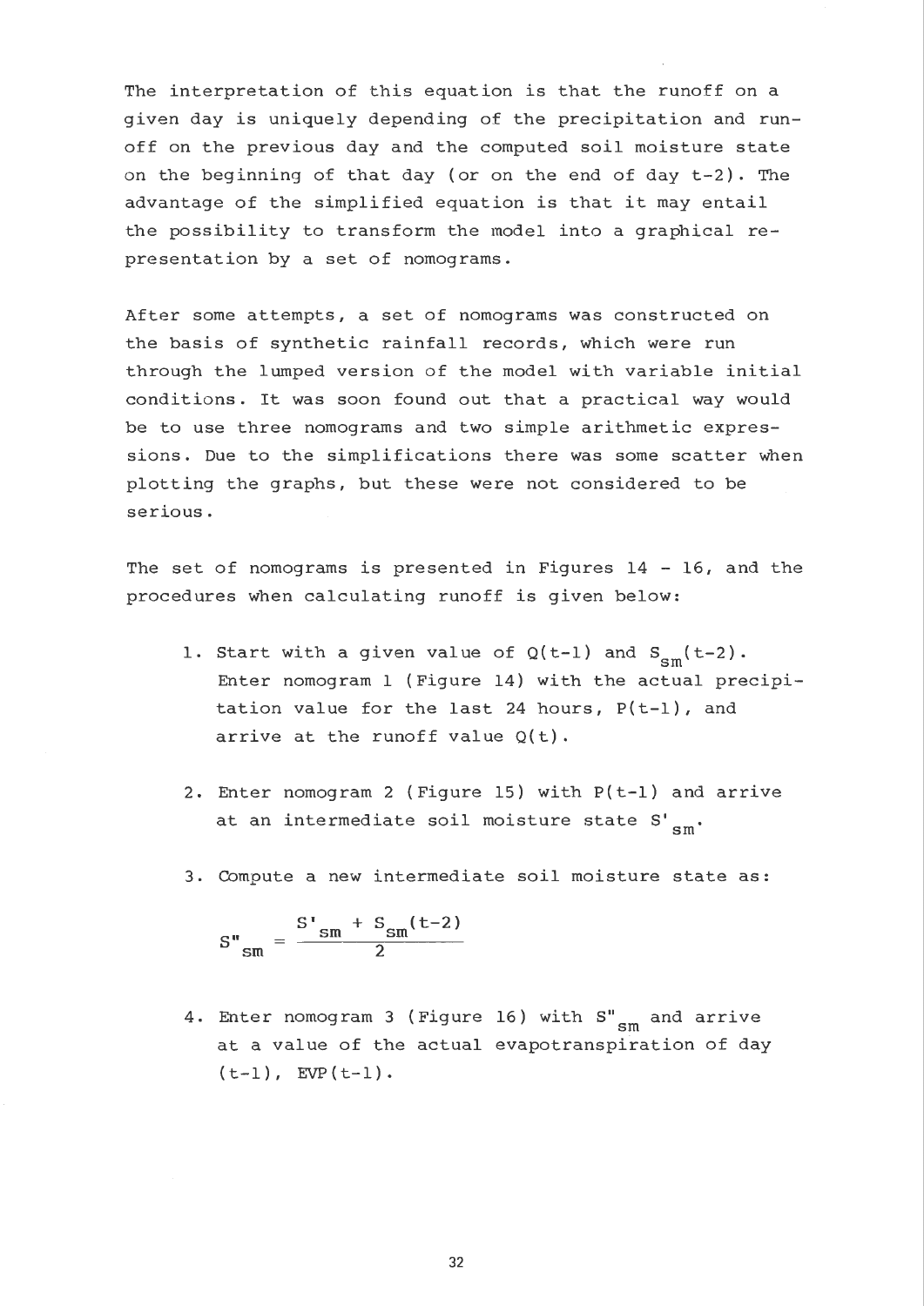The interpretation of this equation is that the runoff on a given day is uniquely depending of the precipitation and runoff on the previous day and the computed soil moisture state on the beginning of that day (or on the end of day t-2). The advantage of the simplified equation is that it may entail the possibility to transform the model into a graphical representation by a set of nomograms.

After some attempts, a set of nomograms was constructed on the basis of synthetic rainfall records, which were run through the lumped version of the model with variable initial conditions. It was soon found out that a practical way would be to use three nomograms and two simple arithmetic expressions. Due to the simplifications there was some scatter when plotting the graphs, but these were not considered to be serious.

The set of nomograms is presented in Figures 14 - 16, and the procedures when calculating runoff is given below:

1. Start with a given value of $Q(t-1)$ and $S_{sm}(t-2)$. Enter nomogram 1 (Figure 14) with the actual precipitation value for the last 24 hours, $P(t-1)$, and arrive at the runoff value $Q(t)$.

2. Enter nomogram 2 (Figure 15) with $P(t-1)$ and arrive at an intermediate soil moisture state $S'_{sm}$.

3. Compute a new intermediate soil moisture state as:

$$S''_{sm} = \frac{S'_{sm} + S_{sm}(t-2)}{2}$$

4. Enter nomogram 3 (Figure 16) with $S''_{sm}$ and arrive at a value of the actual evapotranspiration of day $(t-1)$, $EVP(t-1)$.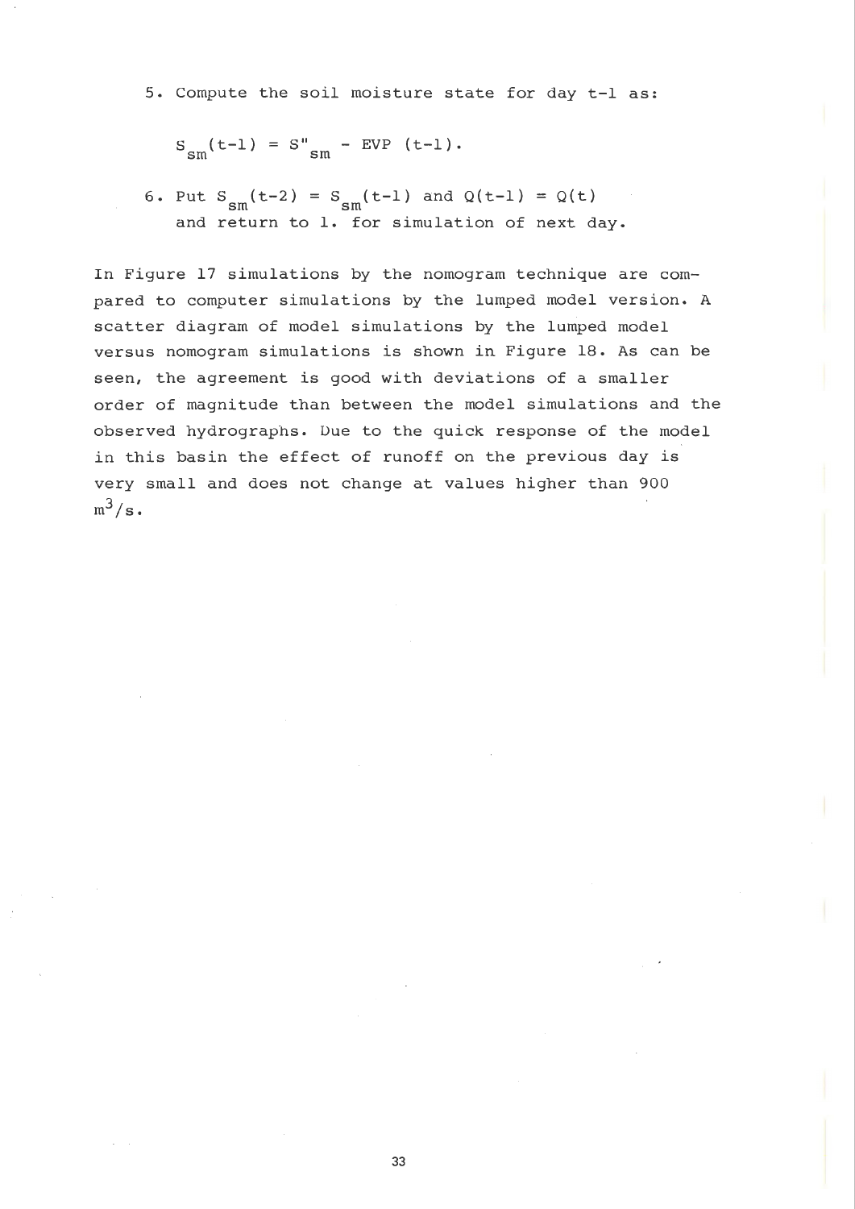5. Compute the soil moisture state for day t-1 as:

   $$S_{sm}(t-1) = S''_{sm} - EVP\ (t-1).$$

6. Put $S_{sm}(t-2) = S_{sm}(t-1)$ and $Q(t-1) = Q(t)$ and return to 1. for simulation of next day.

In Figure 17 simulations by the nomogram technique are compared to computer simulations by the lumped model version. A scatter diagram of model simulations by the lumped model versus nomogram simulations is shown in Figure 18. As can be seen, the agreement is good with deviations of a smaller order of magnitude than between the model simulations and the observed hydrographs. Due to the quick response of the model in this basin the effect of runoff on the previous day is very small and does not change at values higher than 900 $m^3/s$.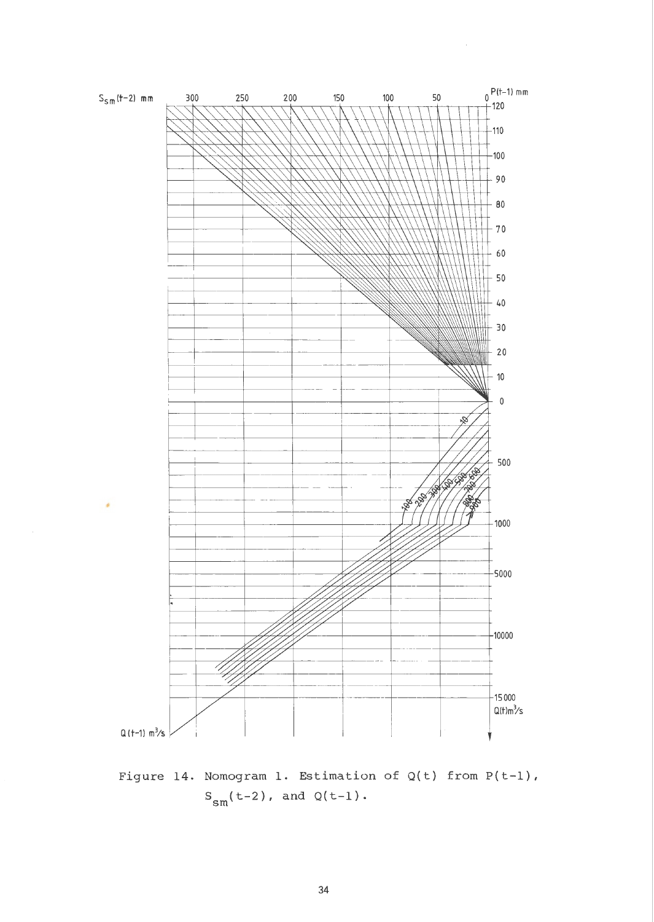Figure 14. Nomogram 1. Estimation of $Q(t)$ from $P(t-1)$, $S_{sm}(t-2)$, and $Q(t-1)$.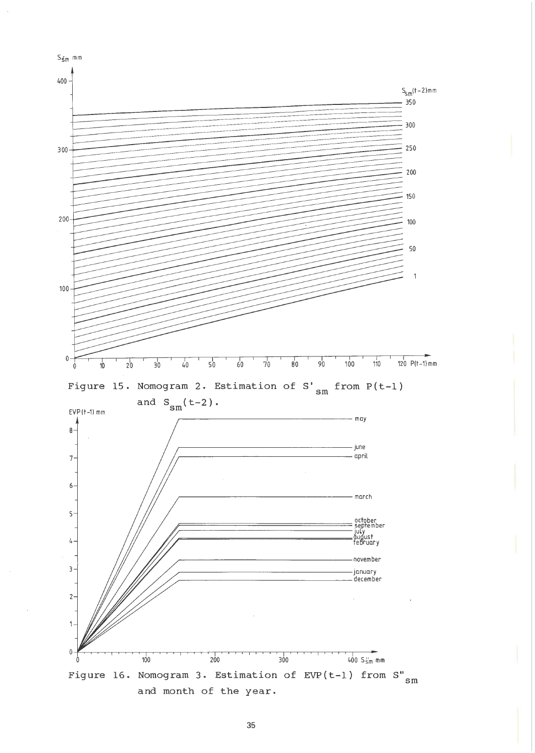Figure 15. Nomogram 2. Estimation of $S'_{sm}$ from P(t-1) and $S_{sm}$(t-2).

Figure 16. Nomogram 3. Estimation of EVP(t-1) from $S''_{sm}$ and month of the year.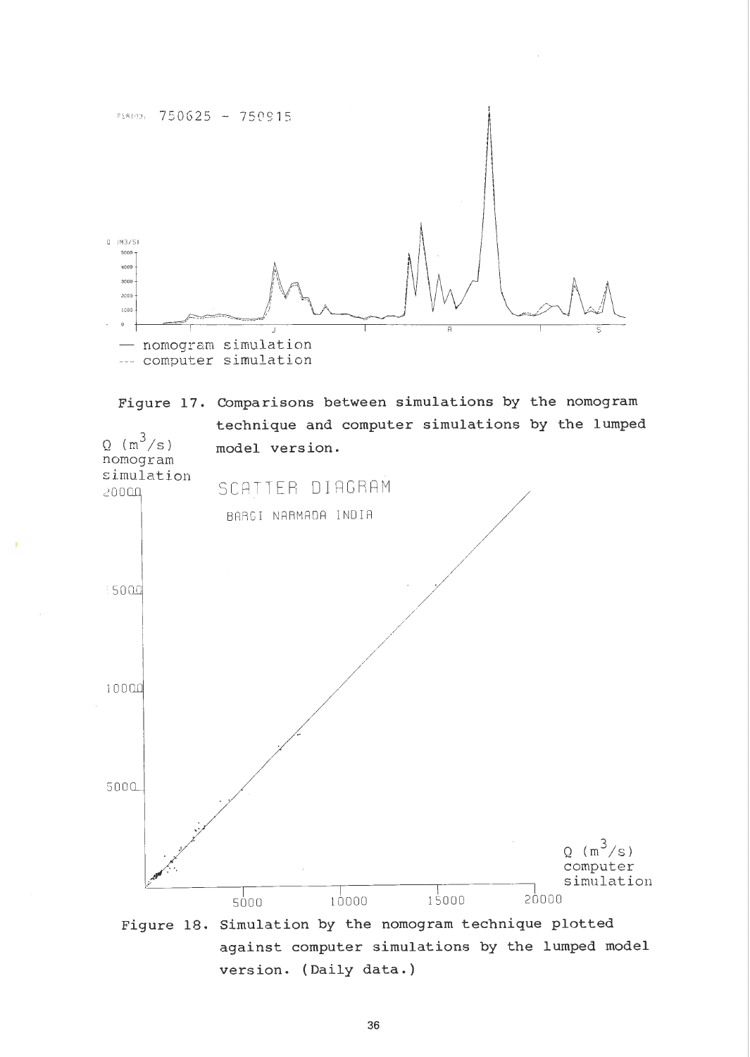Figure 17. Comparisons between simulations by the nomogram technique and computer simulations by the lumped model version.

Figure 18. Simulation by the nomogram technique plotted against computer simulations by the lumped model version. (Daily data.)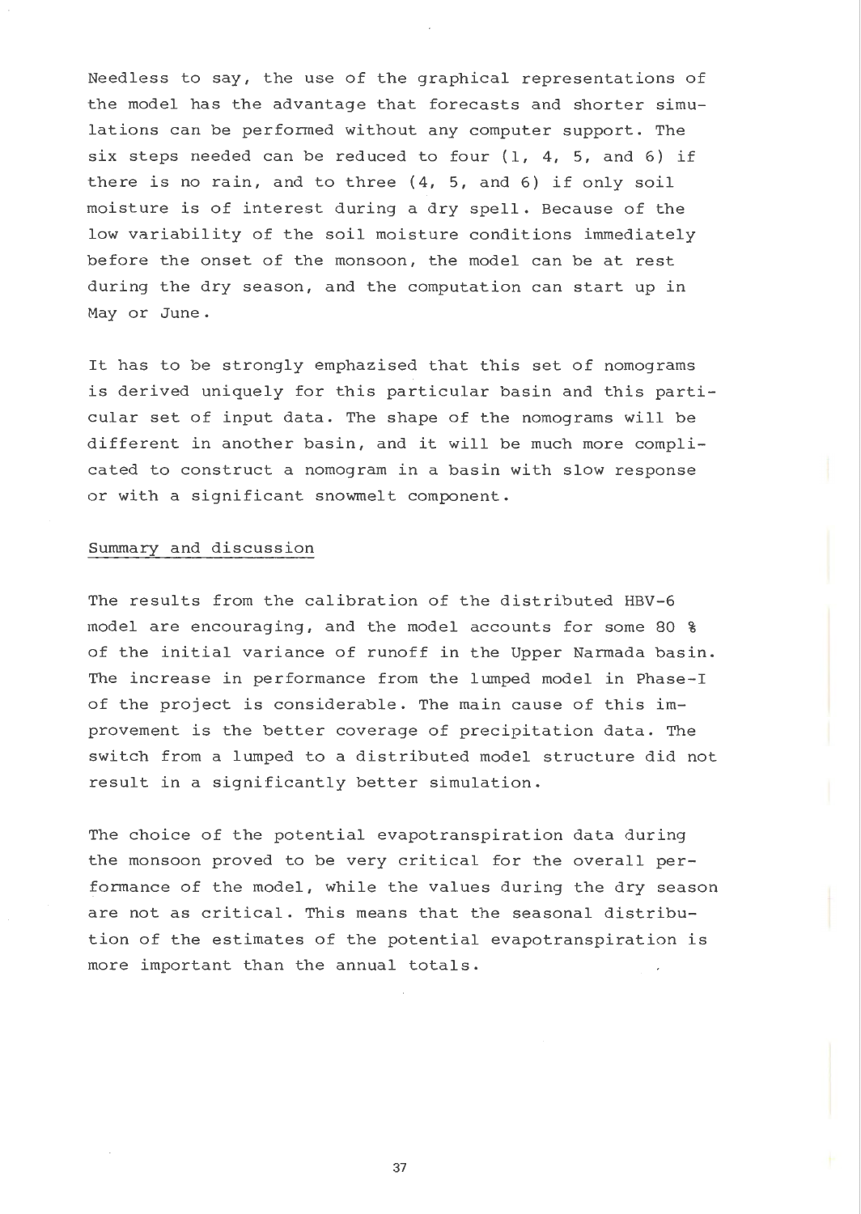Needless to say, the use of the graphical representations of the model has the advantage that forecasts and shorter simulations can be performed without any computer support. The six steps needed can be reduced to four (1, 4, 5, and 6) if there is no rain, and to three (4, 5, and 6) if only soil moisture is of interest during a dry spell. Because of the low variability of the soil moisture conditions immediately before the onset of the monsoon, the model can be at rest during the dry season, and the computation can start up in May or June.

It has to be strongly emphasized that this set of nomograms is derived uniquely for this particular basin and this particular set of input data. The shape of the nomograms will be different in another basin, and it will be much more complicated to construct a nomogram in a basin with slow response or with a significant snowmelt component.

## Summary and discussion

The results from the calibration of the distributed HBV-6 model are encouraging, and the model accounts for some 80 % of the initial variance of runoff in the Upper Narmada basin. The increase in performance from the lumped model in Phase-I of the project is considerable. The main cause of this improvement is the better coverage of precipitation data. The switch from a lumped to a distributed model structure did not result in a significantly better simulation.

The choice of the potential evapotranspiration data during the monsoon proved to be very critical for the overall performance of the model, while the values during the dry season are not as critical. This means that the seasonal distribution of the estimates of the potential evapotranspiration is more important than the annual totals.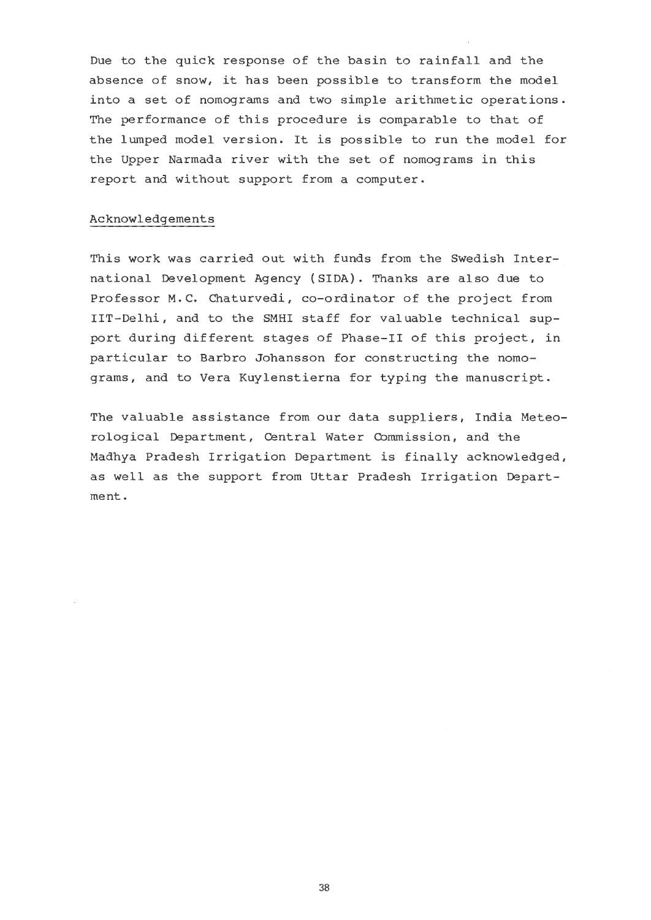Due to the quick response of the basin to rainfall and the absence of snow, it has been possible to transform the model into a set of nomograms and two simple arithmetic operations. The performance of this procedure is comparable to that of the lumped model version. It is possible to run the model for the Upper Narmada river with the set of nomograms in this report and without support from a computer.

## Acknowledgements

This work was carried out with funds from the Swedish International Development Agency (SIDA). Thanks are also due to Professor M.C. Chaturvedi, co-ordinator of the project from IIT-Delhi, and to the SMHI staff for valuable technical support during different stages of Phase-II of this project, in particular to Barbro Johansson for constructing the nomograms, and to Vera Kuylenstierna for typing the manuscript.

The valuable assistance from our data suppliers, India Meteorological Department, Central Water Commission, and the Madhya Pradesh Irrigation Department is finally acknowledged, as well as the support from Uttar Pradesh Irrigation Department.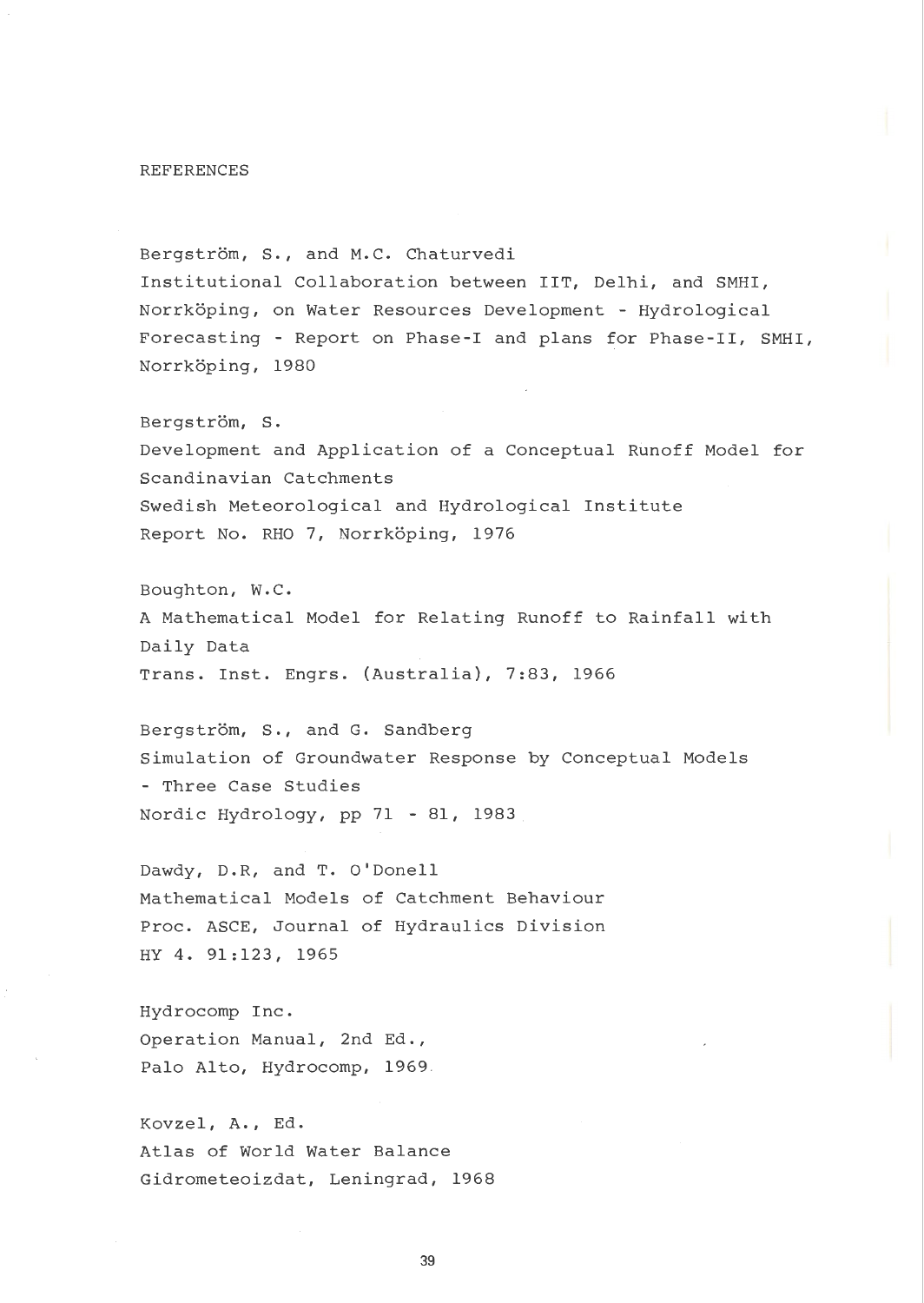# REFERENCES

Bergström, S., and M.C. Chaturvedi
Institutional Collaboration between IIT, Delhi, and SMHI, Norrköping, on Water Resources Development - Hydrological Forecasting - Report on Phase-I and plans for Phase-II, SMHI, Norrköping, 1980

Bergström, S.
Development and Application of a Conceptual Runoff Model for Scandinavian Catchments
Swedish Meteorological and Hydrological Institute
Report No. RHO 7, Norrköping, 1976

Boughton, W.C.
A Mathematical Model for Relating Runoff to Rainfall with Daily Data
Trans. Inst. Engrs. (Australia), 7:83, 1966

Bergström, S., and G. Sandberg
Simulation of Groundwater Response by Conceptual Models - Three Case Studies
Nordic Hydrology, pp 71 - 81, 1983

Dawdy, D.R, and T. O'Donell
Mathematical Models of Catchment Behaviour
Proc. ASCE, Journal of Hydraulics Division
HY 4. 91:123, 1965

Hydrocomp Inc.
Operation Manual, 2nd Ed.,
Palo Alto, Hydrocomp, 1969.

Kovzel, A., Ed.
Atlas of World Water Balance
Gidrometeoizdat, Leningrad, 1968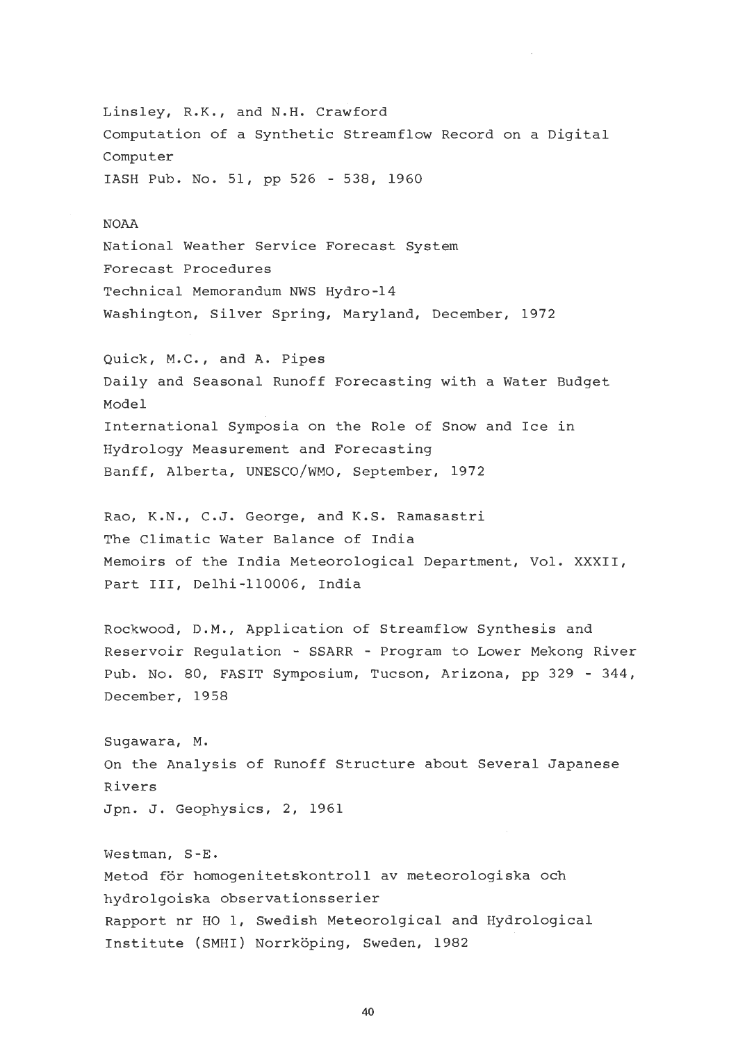Linsley, R.K., and N.H. Crawford
Computation of a Synthetic Streamflow Record on a Digital Computer
IASH Pub. No. 51, pp 526 - 538, 1960

NOAA
National Weather Service Forecast System
Forecast Procedures
Technical Memorandum NWS Hydro-14
Washington, Silver Spring, Maryland, December, 1972

Quick, M.C., and A. Pipes
Daily and Seasonal Runoff Forecasting with a Water Budget Model
International Symposia on the Role of Snow and Ice in Hydrology Measurement and Forecasting
Banff, Alberta, UNESCO/WMO, September, 1972

Rao, K.N., C.J. George, and K.S. Ramasastri
The Climatic Water Balance of India
Memoirs of the India Meteorological Department, Vol. XXXII, Part III, Delhi-110006, India

Rockwood, D.M., Application of Streamflow Synthesis and Reservoir Regulation - SSARR - Program to Lower Mekong River
Pub. No. 80, FASIT Symposium, Tucson, Arizona, pp 329 - 344, December, 1958

Sugawara, M.
On the Analysis of Runoff Structure about Several Japanese Rivers
Jpn. J. Geophysics, 2, 1961

Westman, S-E.
Metod för homogenitetskontroll av meteorologiska och hydrolgoiska observationsserier
Rapport nr HO 1, Swedish Meteorolgical and Hydrological Institute (SMHI) Norrköping, Sweden, 1982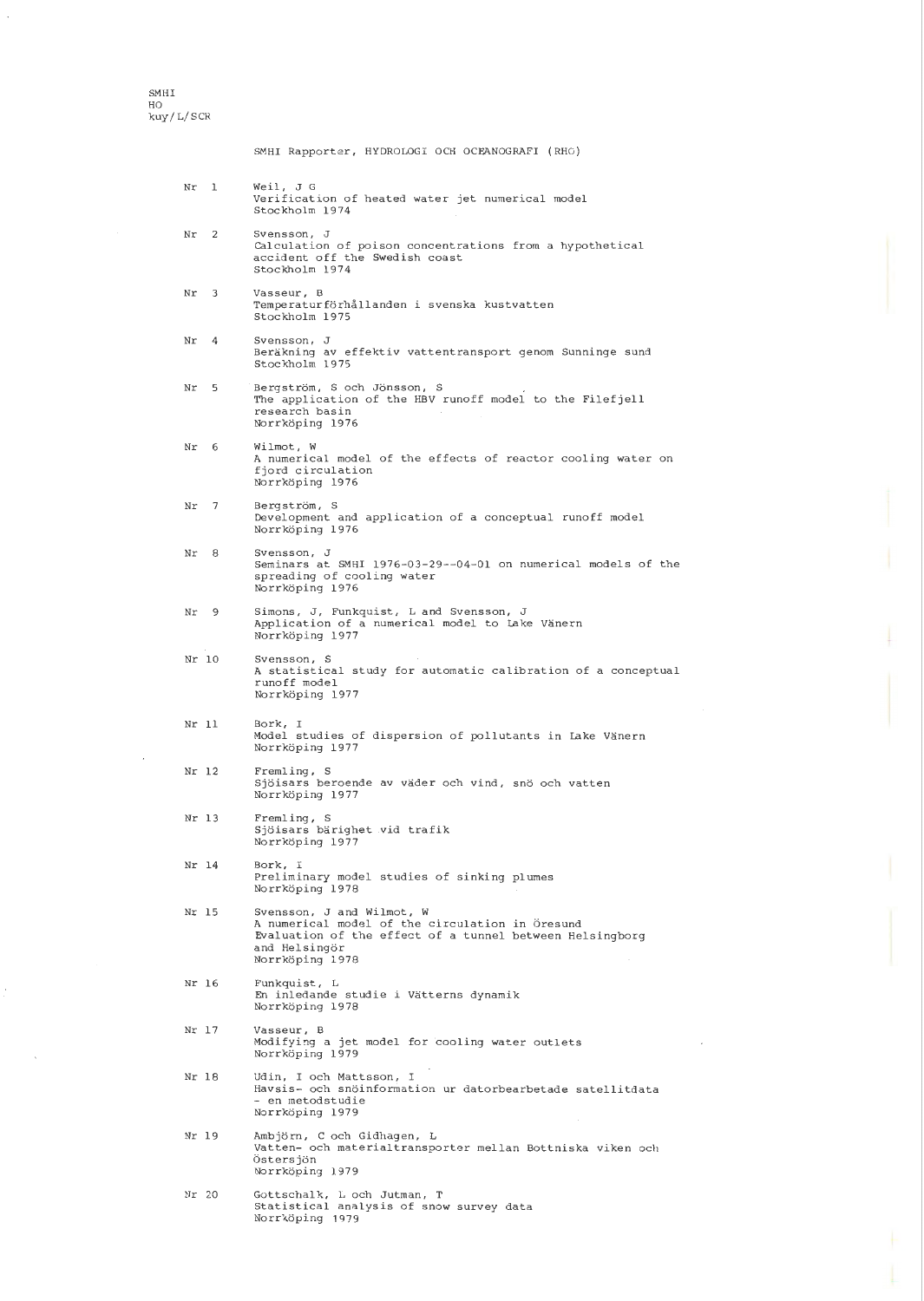SMHI
HO
kuy/L/SCR

SMHI Rapporter, HYDROLOGI OCH OCEANOGRAFI (RHO)

Nr 1 Weil, J G
Verification of heated water jet numerical model
Stockholm 1974

Nr 2 Svensson, J
Calculation of poison concentrations from a hypothetical accident off the Swedish coast
Stockholm 1974

Nr 3 Vasseur, B
Temperaturförhållanden i svenska kustvatten
Stockholm 1975

Nr 4 Svensson, J
Beräkning av effektiv vattentransport genom Sunninge sund
Stockholm 1975

Nr 5 Bergström, S och Jönsson, S
The application of the HBV runoff model to the Filefjell research basin
Norrköping 1976

Nr 6 Wilmot, W
A numerical model of the effects of reactor cooling water on fjord circulation
Norrköping 1976

Nr 7 Bergström, S
Development and application of a conceptual runoff model
Norrköping 1976

Nr 8 Svensson, J
Seminars at SMHI 1976-03-29--04-01 on numerical models of the spreading of cooling water
Norrköping 1976

Nr 9 Simons, J, Funkquist, L and Svensson, J
Application of a numerical model to Lake Vänern
Norrköping 1977

Nr 10 Svensson, S
A statistical study for automatic calibration of a conceptual runoff model
Norrköping 1977

Nr 11 Bork, I
Model studies of dispersion of pollutants in Lake Vänern
Norrköping 1977

Nr 12 Fremling, S
Sjöisars beroende av väder och vind, snö och vatten
Norrköping 1977

Nr 13 Fremling, S
Sjöisars bärighet vid trafik
Norrköping 1977

Nr 14 Bork, I
Preliminary model studies of sinking plumes
Norrköping 1978

Nr 15 Svensson, J and Wilmot, W
A numerical model of the circulation in Öresund
Evaluation of the effect of a tunnel between Helsingborg and Helsingör
Norrköping 1978

Nr 16 Funkquist, L
En inledande studie i Vätterns dynamik
Norrköping 1978

Nr 17 Vasseur, B
Modifying a jet model for cooling water outlets
Norrköping 1979

Nr 18 Udin, I och Mattsson, I
Havsis- och snöinformation ur datorbearbetade satellitdata - en metodstudie
Norrköping 1979

Nr 19 Ambjörn, C och Gidhagen, L
Vatten- och materialtransporter mellan Bottniska viken och Östersjön
Norrköping 1979

Nr 20 Gottschalk, L och Jutman, T
Statistical analysis of snow survey data
Norrköping 1979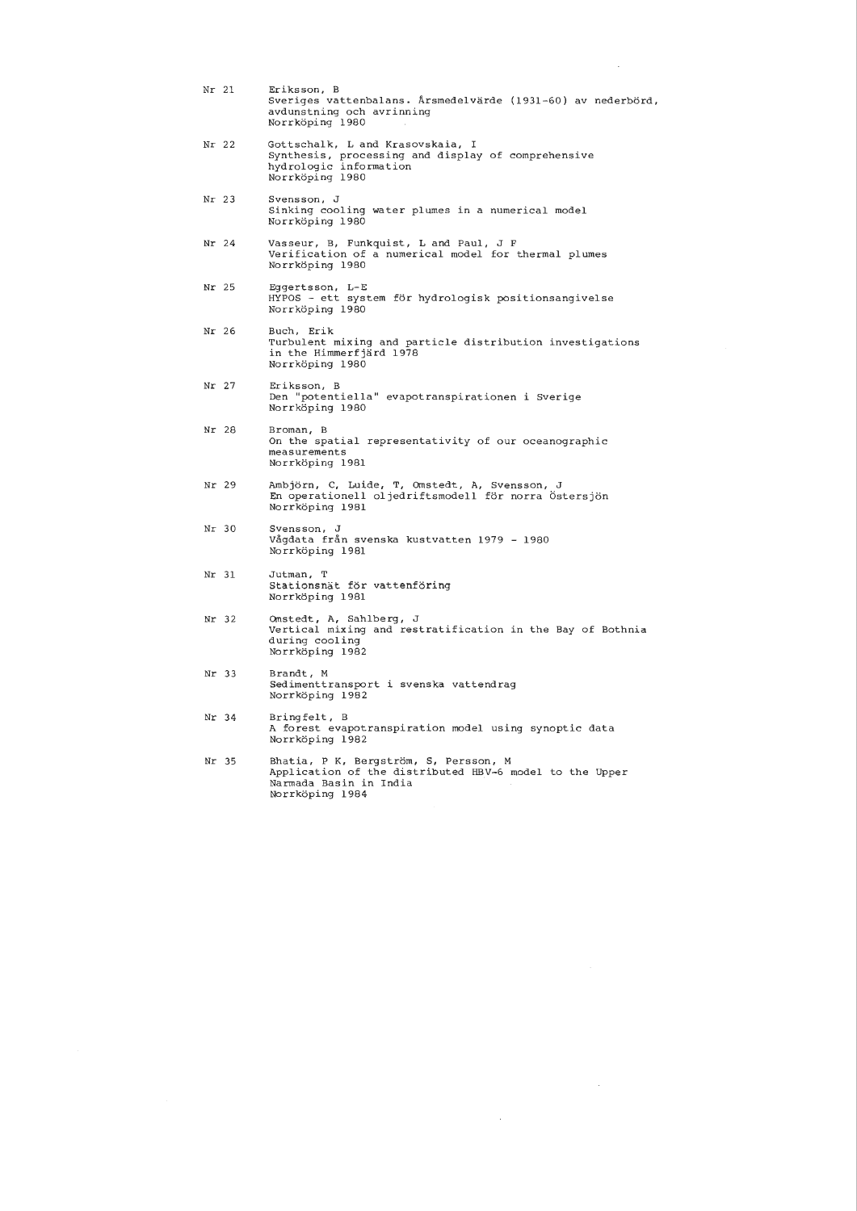Nr 21 Eriksson, B
Sveriges vattenbalans. Årsmedelvärde (1931-60) av nederbörd, avdunstning och avrinning
Norrköping 1980

Nr 22 Gottschalk, L and Krasovskaia, I
Synthesis, processing and display of comprehensive hydrologic information
Norrköping 1980

Nr 23 Svensson, J
Sinking cooling water plumes in a numerical model
Norrköping 1980

Nr 24 Vasseur, B, Funkquist, L and Paul, J F
Verification of a numerical model for thermal plumes
Norrköping 1980

Nr 25 Eggertsson, L-E
HYPOS - ett system för hydrologisk positionsangivelse
Norrköping 1980

Nr 26 Buch, Erik
Turbulent mixing and particle distribution investigations in the Himmerfjärd 1978
Norrköping 1980

Nr 27 Eriksson, B
Den "potentiella" evapotranspirationen i Sverige
Norrköping 1980

Nr 28 Broman, B
On the spatial representativity of our oceanographic measurements
Norrköping 1981

Nr 29 Ambjörn, C, Luide, T, Omstedt, A, Svensson, J
En operationell oljedriftsmodell för norra Östersjön
Norrköping 1981

Nr 30 Svensson, J
Vågdata från svenska kustvatten 1979 - 1980
Norrköping 1981

Nr 31 Jutman, T
Stationsnät för vattenföring
Norrköping 1981

Nr 32 Omstedt, A, Sahlberg, J
Vertical mixing and restratification in the Bay of Bothnia during cooling
Norrköping 1982

Nr 33 Brandt, M
Sedimenttransport i svenska vattendrag
Norrköping 1982

Nr 34 Bringfelt, B
A forest evapotranspiration model using synoptic data
Norrköping 1982

Nr 35 Bhatia, P K, Bergström, S, Persson, M
Application of the distributed HBV-6 model to the Upper Narmada Basin in India
Norrköping 1984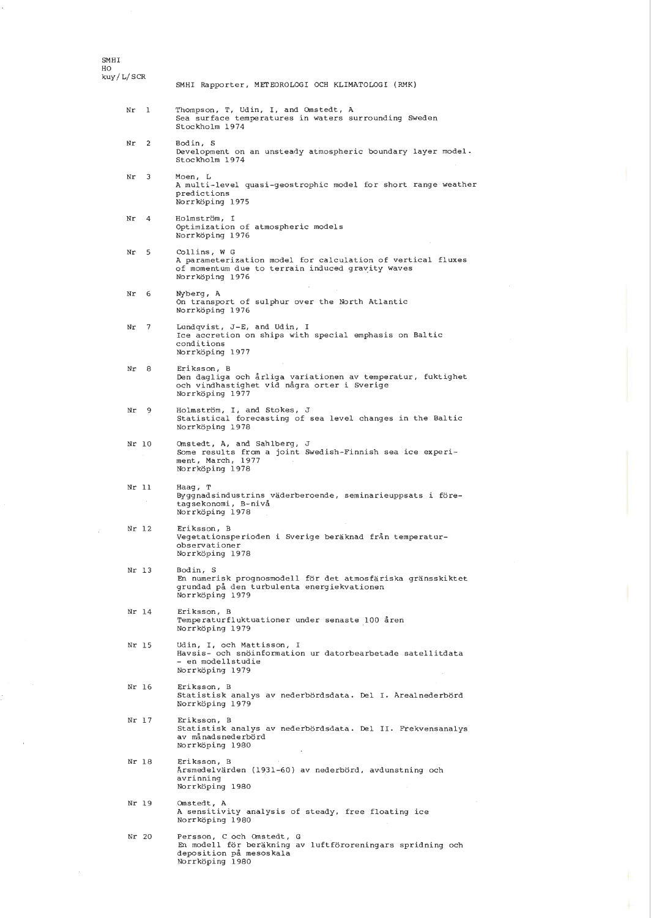SMHI
HO
kuy/L/SCR

## SMHI Rapporter, METEOROLOGI OCH KLIMATOLOGI (RMK)

Nr 1 Thompson, T, Udin, I, and Omstedt, A
Sea surface temperatures in waters surrounding Sweden
Stockholm 1974

Nr 2 Bodin, S
Development on an unsteady atmospheric boundary layer model.
Stockholm 1974

Nr 3 Moen, L
A multi-level quasi-geostrophic model for short range weather predictions
Norrköping 1975

Nr 4 Holmström, I
Optimization of atmospheric models
Norrköping 1976

Nr 5 Collins, W G
A parameterization model for calculation of vertical fluxes of momentum due to terrain induced gravity waves
Norrköping 1976

Nr 6 Nyberg, A
On transport of sulphur over the North Atlantic
Norrköping 1976

Nr 7 Lundqvist, J-E, and Udin, I
Ice accretion on ships with special emphasis on Baltic conditions
Norrköping 1977

Nr 8 Eriksson, B
Den dagliga och årliga variationen av temperatur, fuktighet och vindhastighet vid några orter i Sverige
Norrköping 1977

Nr 9 Holmström, I, and Stokes, J
Statistical forecasting of sea level changes in the Baltic
Norrköping 1978

Nr 10 Omstedt, A, and Sahlberg, J
Some results from a joint Swedish-Finnish sea ice experiment, March, 1977
Norrköping 1978

Nr 11 Haag, T
Byggnadsindustrins väderberoende, seminarieuppsats i företagsekonomi, B-nivå
Norrköping 1978

Nr 12 Eriksson, B
Vegetationsperioden i Sverige beräknad från temperaturobservationer
Norrköping 1978

Nr 13 Bodin, S
En numerisk prognosmodell för det atmosfäriska gränsskiktet grundad på den turbulenta energiekvationen
Norrköping 1979

Nr 14 Eriksson, B
Temperaturfluktuationer under senaste 100 åren
Norrköping 1979

Nr 15 Udin, I, och Mattisson, I
Havsis- och snöinformation ur datorbearbetade satellitdata - en modellstudie
Norrköping 1979

Nr 16 Eriksson, B
Statistisk analys av nederbördsdata. Del I. Arealnederbörd
Norrköping 1979

Nr 17 Eriksson, B
Statistisk analys av nederbördsdata. Del II. Frekvensanalys av månadsnederbörd
Norrköping 1980

Nr 18 Eriksson, B
Årsmedelvärden (1931-60) av nederbörd, avdunstning och avrinning
Norrköping 1980

Nr 19 Omstedt, A
A sensitivity analysis of steady, free floating ice
Norrköping 1980

Nr 20 Persson, C och Omstedt, G
En modell för beräkning av luftföroreningars spridning och deposition på mesoskala
Norrköping 1980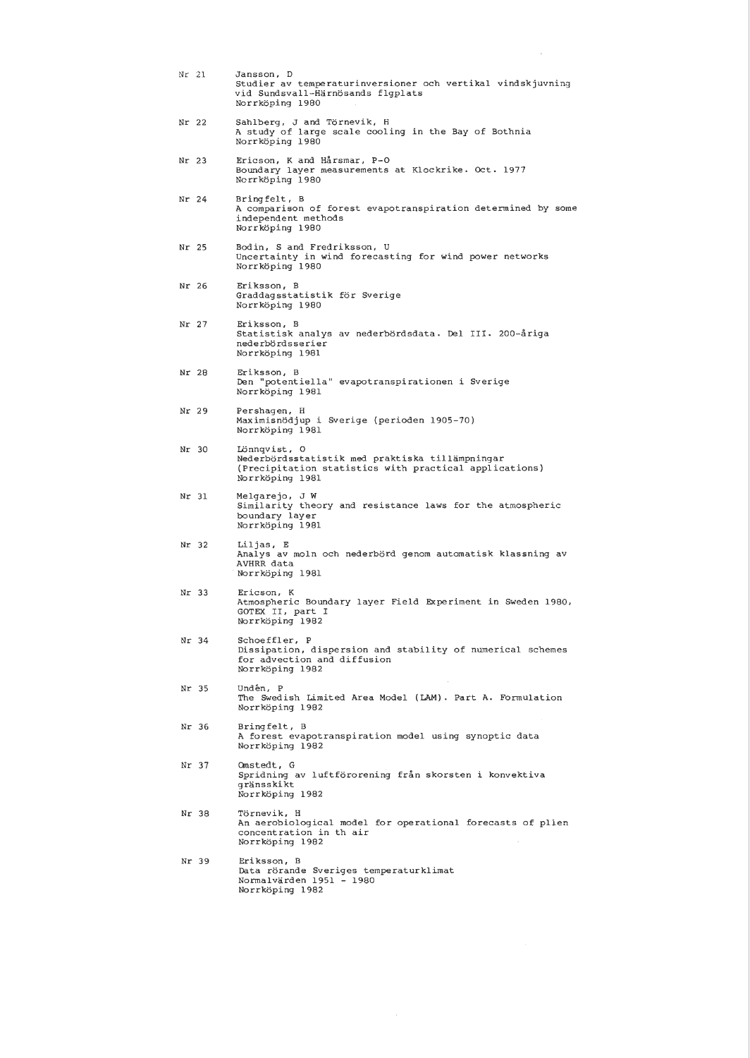Nr 21 Jansson, D
Studier av temperaturinversioner och vertikal vindskjuvning vid Sundsvall-Härnösands flgplats
Norrköping 1980

Nr 22 Sahlberg, J and Törnevik, H
A study of large scale cooling in the Bay of Bothnia
Norrköping 1980

Nr 23 Ericson, K and Hårsmar, P-O
Boundary layer measurements at Klockrike. Oct. 1977
Norrköping 1980

Nr 24 Bringfelt, B
A comparison of forest evapotranspiration determined by some independent methods
Norrköping 1980

Nr 25 Bodin, S and Fredriksson, U
Uncertainty in wind forecasting for wind power networks
Norrköping 1980

Nr 26 Eriksson, B
Graddagsstatistik för Sverige
Norrköping 1980

Nr 27 Eriksson, B
Statistisk analys av nederbördsdata. Del III. 200-åriga nederbördsserier
Norrköping 1981

Nr 28 Eriksson, B
Den "potentiella" evapotranspirationen i Sverige
Norrköping 1981

Nr 29 Pershagen, H
Maximisnödjup i Sverige (perioden 1905-70)
Norrköping 1981

Nr 30 Lönnqvist, O
Nederbördsstatistik med praktiska tillämpningar
(Precipitation statistics with practical applications)
Norrköping 1981

Nr 31 Melgarejo, J W
Similarity theory and resistance laws for the atmospheric boundary layer
Norrköping 1981

Nr 32 Liljas, E
Analys av moln och nederbörd genom automatisk klassning av AVHRR data
Norrköping 1981

Nr 33 Ericson, K
Atmospheric Boundary layer Field Experiment in Sweden 1980, GOTEX II, part I
Norrköping 1982

Nr 34 Schoeffler, P
Dissipation, dispersion and stability of numerical schemes for advection and diffusion
Norrköping 1982

Nr 35 Undén, P
The Swedish Limited Area Model (LAM). Part A. Formulation
Norrköping 1982

Nr 36 Bringfelt, B
A forest evapotranspiration model using synoptic data
Norrköping 1982

Nr 37 Omstedt, G
Spridning av luftförorening från skorsten i konvektiva gränsskikt
Norrköping 1982

Nr 38 Törnevik, H
An aerobiological model for operational forecasts of plien concentration in th air
Norrköping 1982

Nr 39 Eriksson, B
Data rörande Sveriges temperaturklimat
Normalvärden 1951 - 1980
Norrköping 1982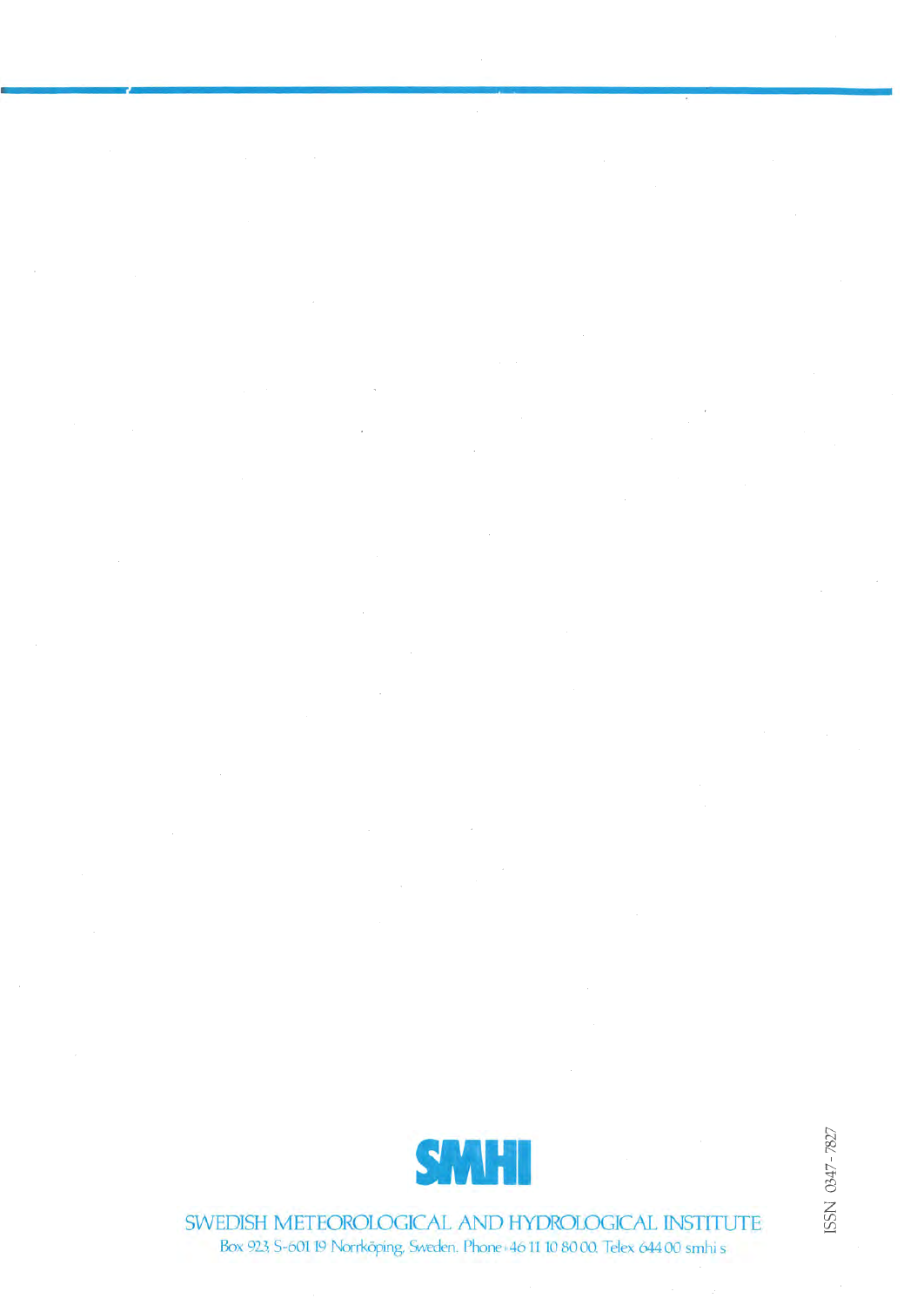SMHI

SWEDISH METEOROLOGICAL AND HYDROLOGICAL INSTITUTE

Box 923, S-601 19 Norrköping, Sweden. Phone +46 11 10 80 00. Telex 644 00 smhi s

ISSN 0347-7827